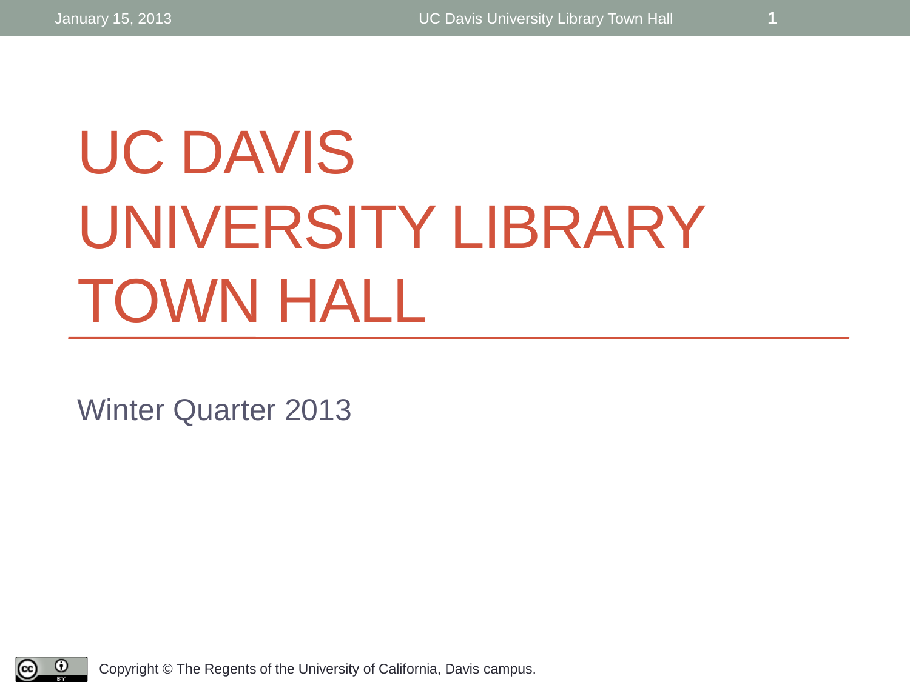# UC DAVIS UNIVERSITY LIBRARY TOWN HALL

Winter Quarter 2013

Copyright © The Regents of the University of California, Davis campus.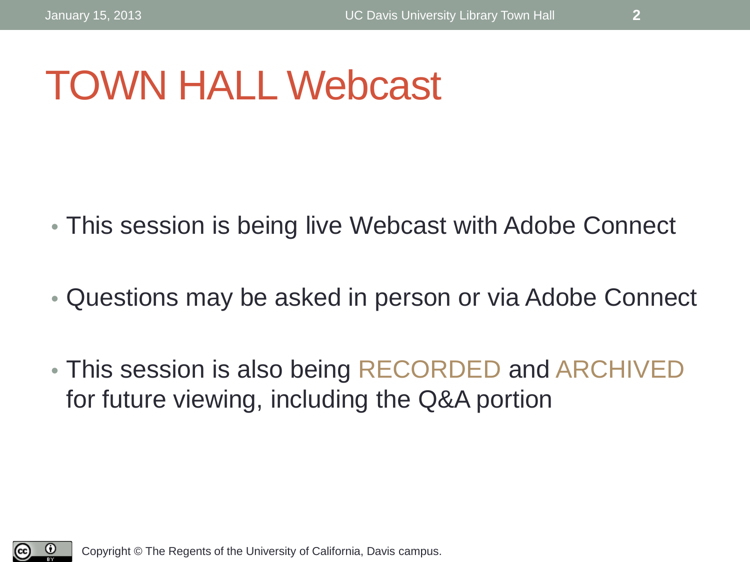# TOWN HALL Webcast

- This session is being live Webcast with Adobe Connect
- Questions may be asked in person or via Adobe Connect
- This session is also being RECORDED and ARCHIVED for future viewing, including the Q&A portion

Copyright © The Regents of the University of California, Davis campus.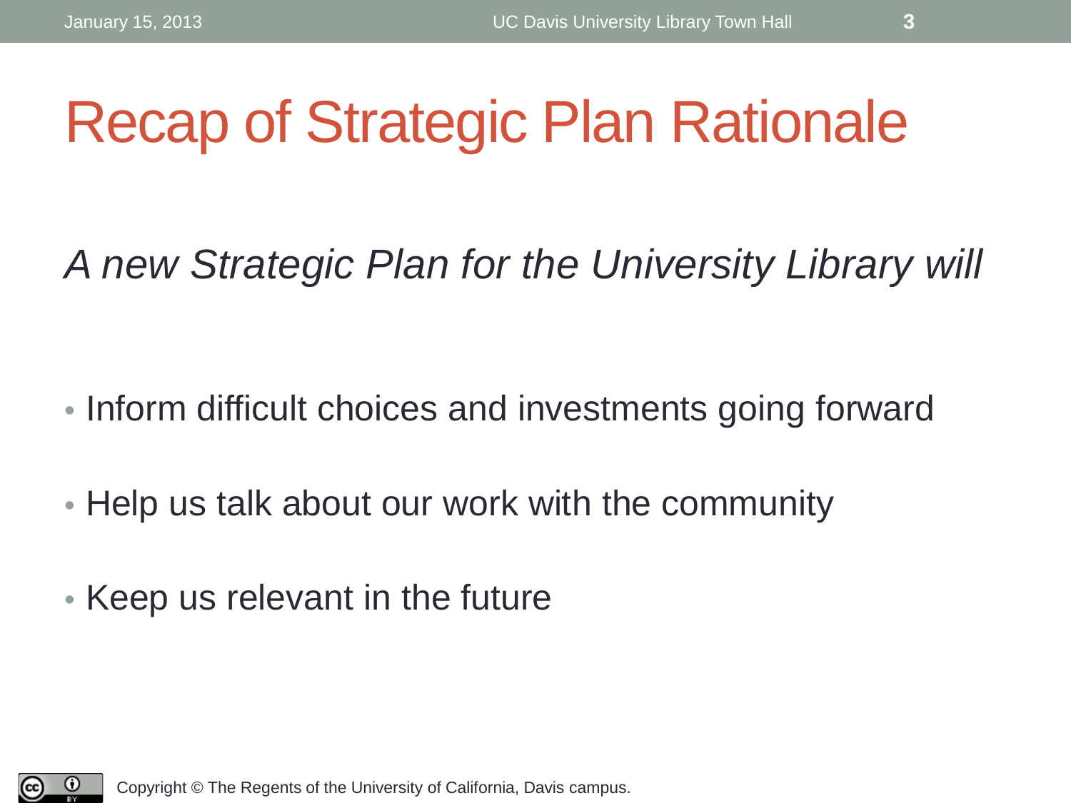# Recap of Strategic Plan Rationale

*A new Strategic Plan for the University Library will*

- Inform difficult choices and investments going forward
- Help us talk about our work with the community
- Keep us relevant in the future

Copyright © The Regents of the University of California, Davis campus.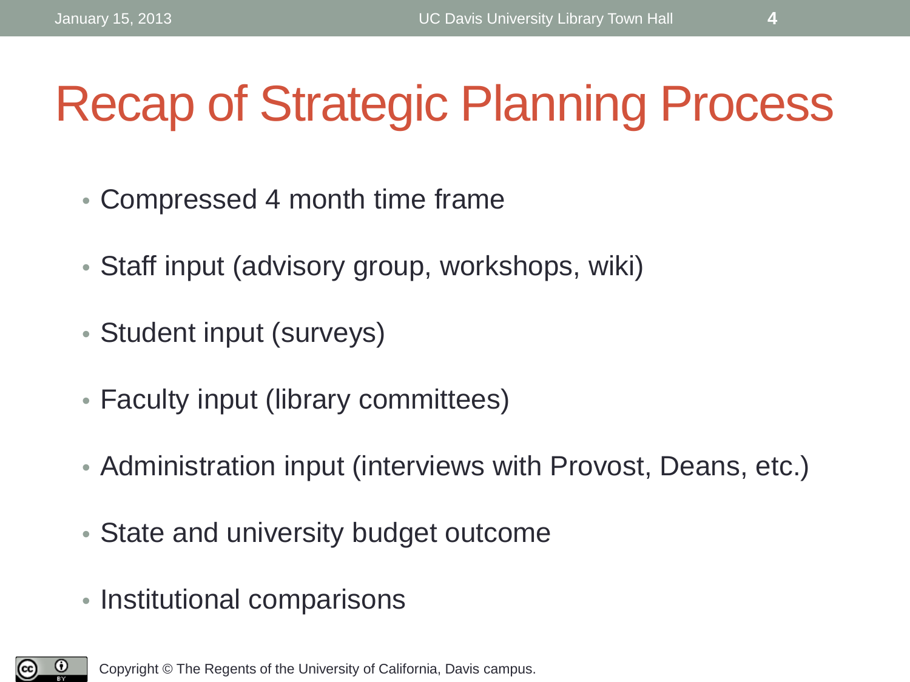# Recap of Strategic Planning Process

- Compressed 4 month time frame
- Staff input (advisory group, workshops, wiki)
- Student input (surveys)
- Faculty input (library committees)
- Administration input (interviews with Provost, Deans, etc.)
- State and university budget outcome
- Institutional comparisons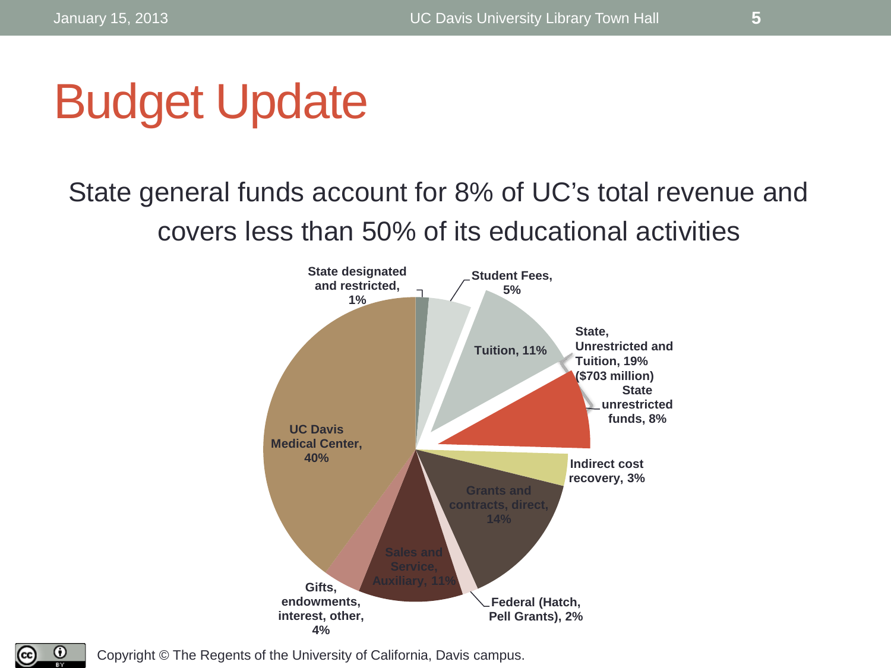# Budget Update

State general funds account for 8% of UC's total revenue and covers less than 50% of its educational activities

State designated and restricted, 1%

Student Fees, 5%

Tuition, 11%

State, Unrestricted and Tuition, 19% ($703 million)

State unrestricted funds, 8%

Indirect cost recovery, 3%

Grants and contracts, direct, 14%

Federal (Hatch, Pell Grants), 2%

Sales and Service, Auxiliary, 11%

Gifts, endowments, interest, other, 4%

UC Davis Medical Center, 40%

Copyright © The Regents of the University of California, Davis campus.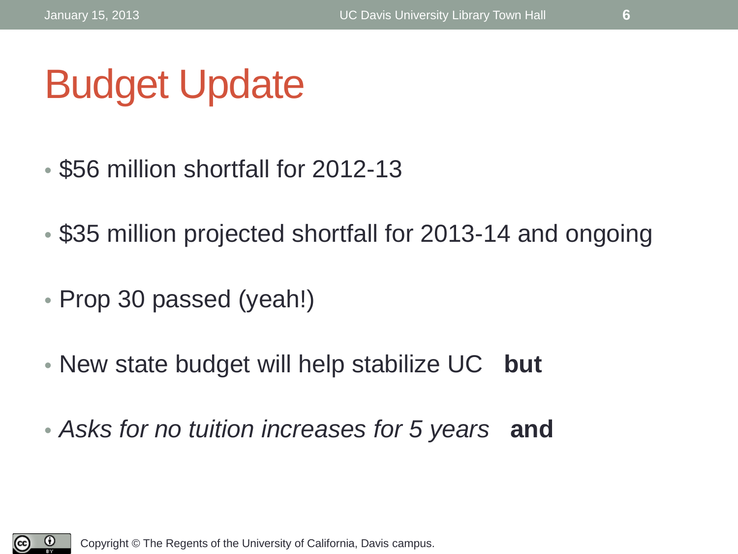# Budget Update

- $56 million shortfall for 2012-13
- $35 million projected shortfall for 2013-14 and ongoing
- Prop 30 passed (yeah!)
- New state budget will help stabilize UC **but**
- *Asks for no tuition increases for 5 years* **and**

Copyright © The Regents of the University of California, Davis campus.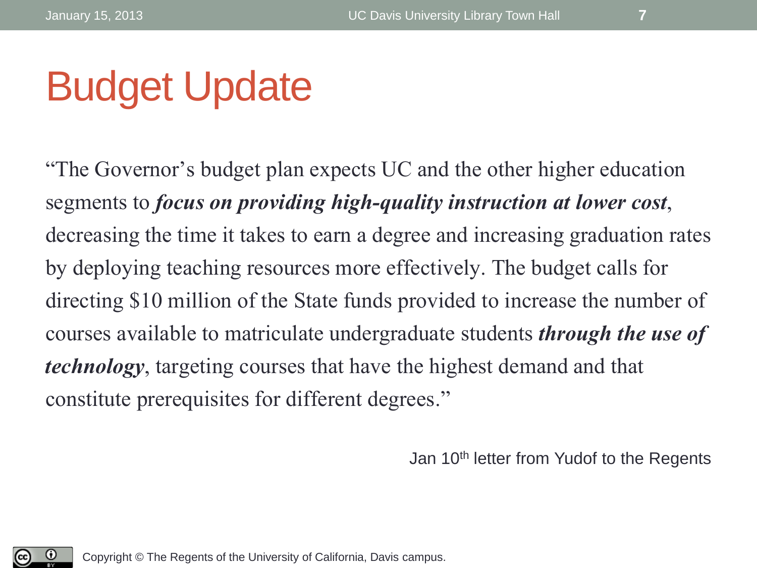# Budget Update

"The Governor's budget plan expects UC and the other higher education segments to ***focus on providing high-quality instruction at lower cost***, decreasing the time it takes to earn a degree and increasing graduation rates by deploying teaching resources more effectively. The budget calls for directing $10 million of the State funds provided to increase the number of courses available to matriculate undergraduate students ***through the use of technology***, targeting courses that have the highest demand and that constitute prerequisites for different degrees."

Jan 10th letter from Yudof to the Regents

Copyright © The Regents of the University of California, Davis campus.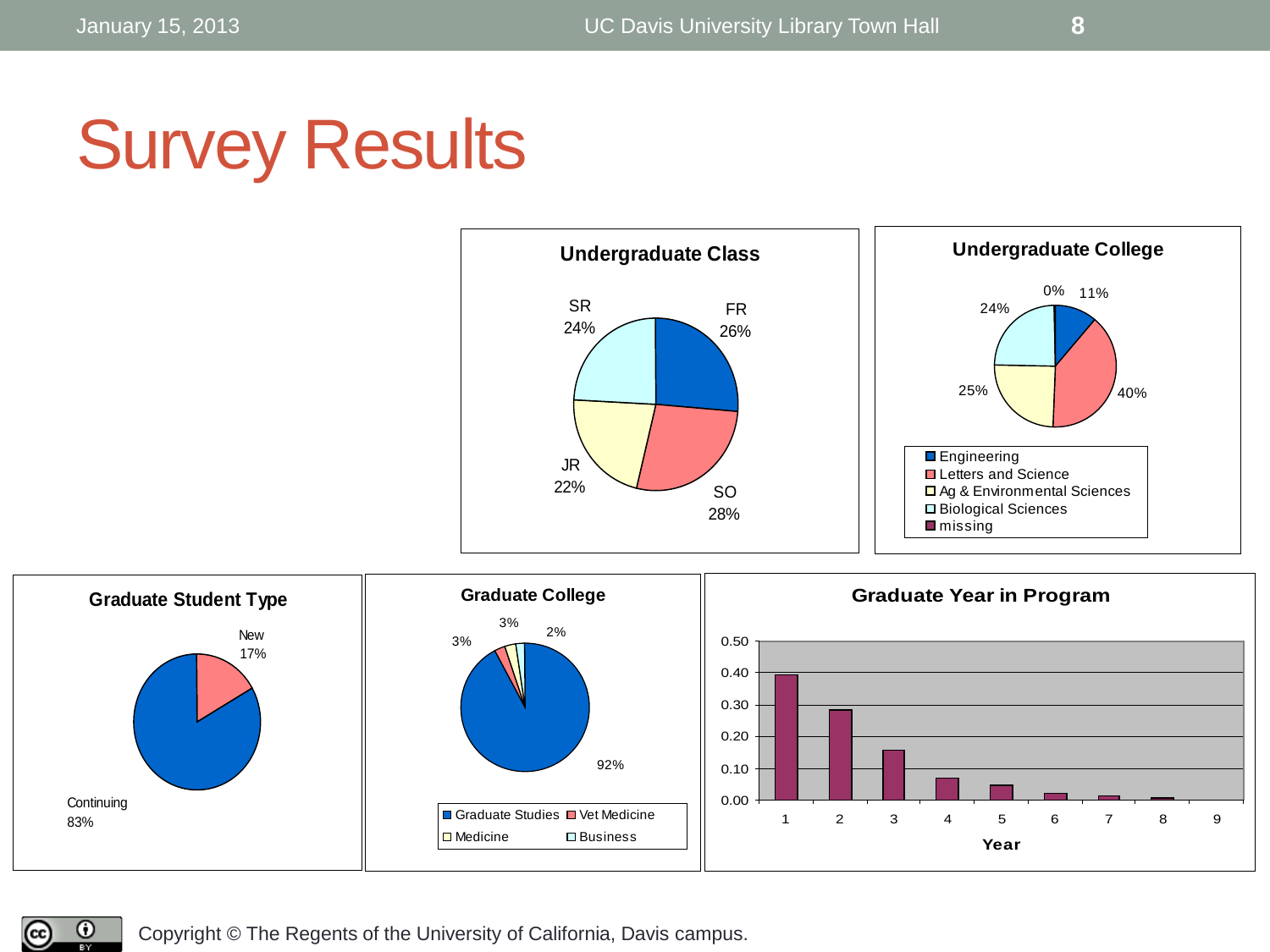# Survey Results

**Undergraduate Class**

SR 24%
FR 26%
JR 22%
SO 28%

**Undergraduate College**

0% 11%
24%
25%
40%

- Engineering
- Letters and Science
- Ag & Environmental Sciences
- Biological Sciences
- missing

**Graduate Student Type**

New 17%
Continuing 83%

**Graduate College**

3% 3% 2%
92%

- Graduate Studies
- Vet Medicine
- Medicine
- Business

**Graduate Year in Program**

0.50
0.40
0.30
0.20
0.10
0.00

1 2 3 4 5 6 7 8 9

Year

Copyright © The Regents of the University of California, Davis campus.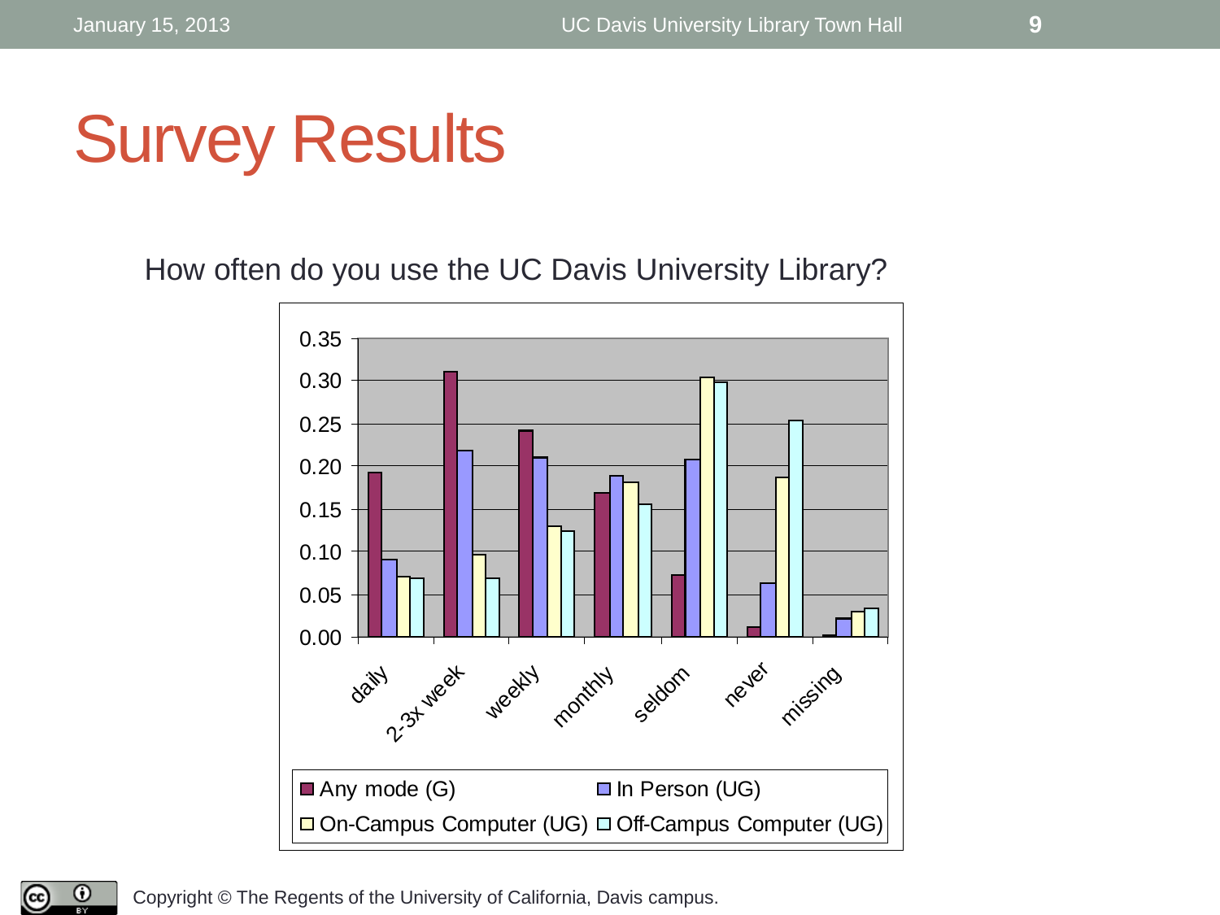# Survey Results

How often do you use the UC Davis University Library?

Copyright © The Regents of the University of California, Davis campus.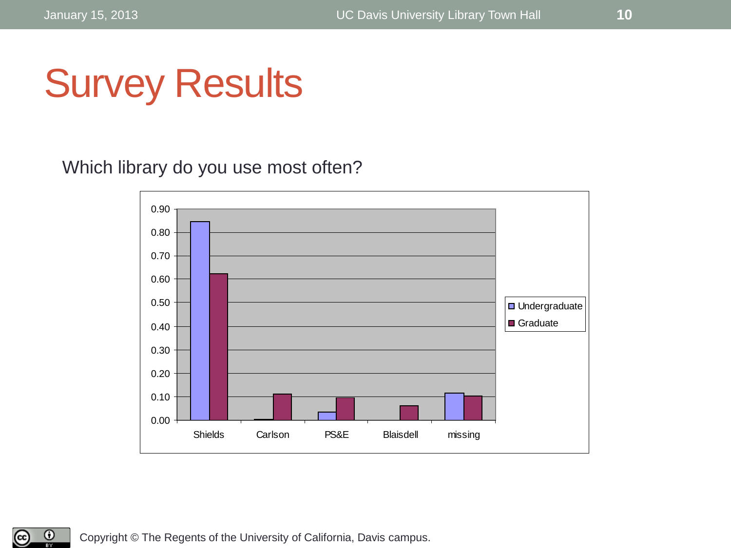# Survey Results

Which library do you use most often?

| | Undergraduate | Graduate |
|---|---|---|
| Shields | 0.85 | 0.62 |
| Carlson | 0.00 | 0.11 |
| PS&E | 0.03 | 0.10 |
| Blaisdell | | 0.06 |
| missing | 0.12 | 0.10 |

Copyright © The Regents of the University of California, Davis campus.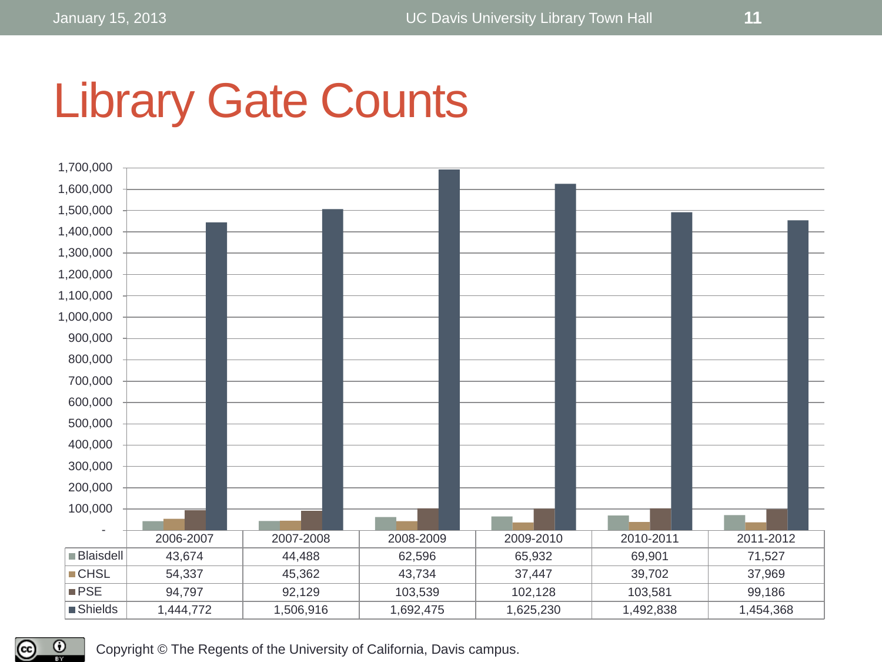# Library Gate Counts

| | 2006-2007 | 2007-2008 | 2008-2009 | 2009-2010 | 2010-2011 | 2011-2012 |
|---|---|---|---|---|---|---|
| Blaisdell | 43,674 | 44,488 | 62,596 | 65,932 | 69,901 | 71,527 |
| CHSL | 54,337 | 45,362 | 43,734 | 37,447 | 39,702 | 37,969 |
| PSE | 94,797 | 92,129 | 103,539 | 102,128 | 103,581 | 99,186 |
| Shields | 1,444,772 | 1,506,916 | 1,692,475 | 1,625,230 | 1,492,838 | 1,454,368 |

Copyright © The Regents of the University of California, Davis campus.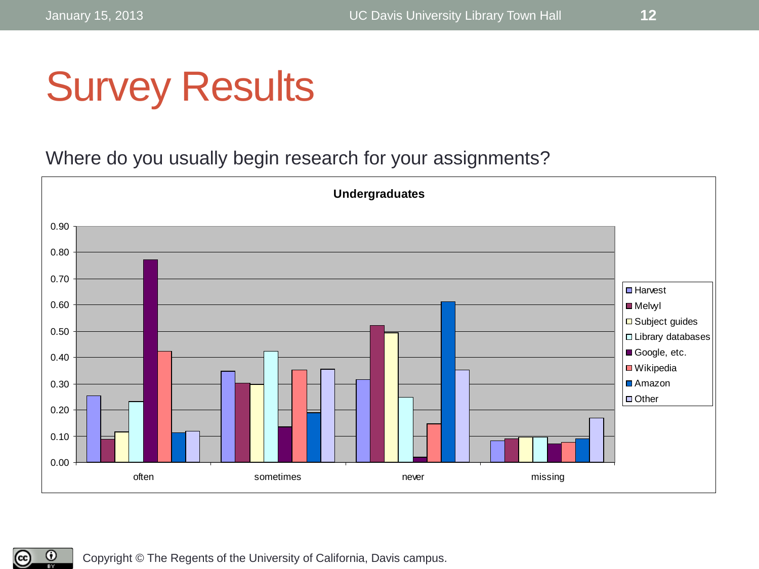# Survey Results

Where do you usually begin research for your assignments?

**Undergraduates**

Copyright © The Regents of the University of California, Davis campus.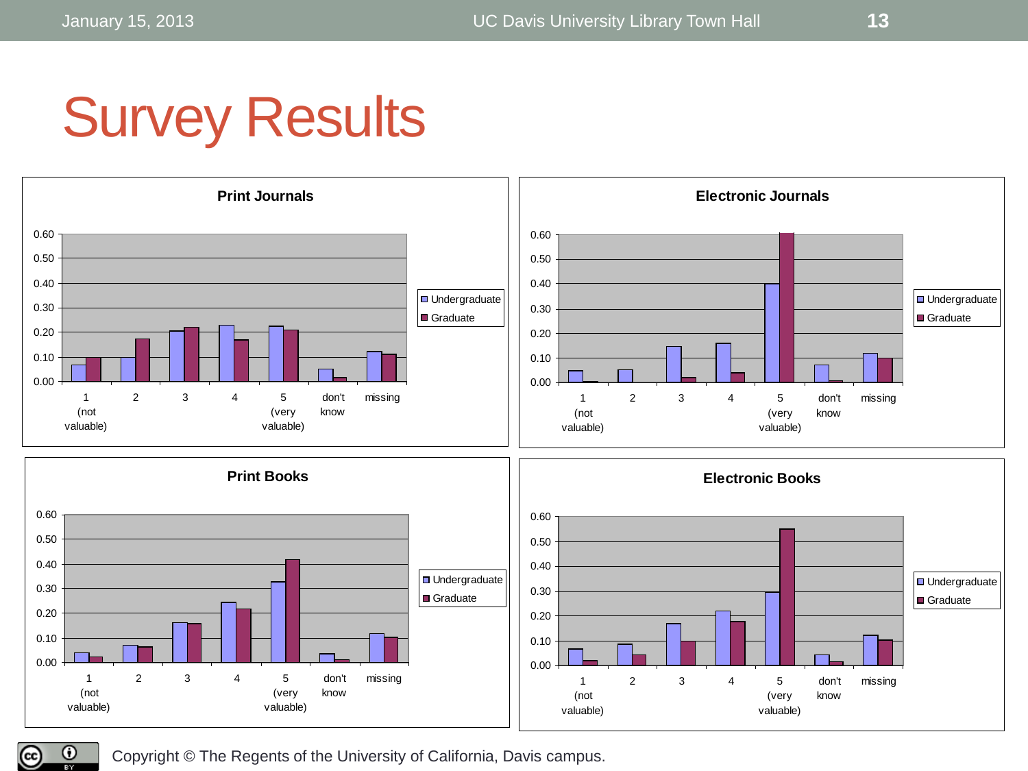# Survey Results

**Print Journals**

| | 1 (not valuable) | 2 | 3 | 4 | 5 (very valuable) | don't know | missing |
|---|---|---|---|---|---|---|---|
| Undergraduate | 0.07 | 0.10 | 0.21 | 0.23 | 0.23 | 0.05 | 0.12 |
| Graduate | 0.10 | 0.17 | 0.22 | 0.17 | 0.21 | 0.02 | 0.11 |

**Electronic Journals**

| | 1 (not valuable) | 2 | 3 | 4 | 5 (very valuable) | don't know | missing |
|---|---|---|---|---|---|---|---|
| Undergraduate | 0.05 | 0.05 | 0.15 | 0.16 | 0.40 | 0.07 | 0.12 |
| Graduate | 0.00 | 0.00 | 0.02 | 0.04 | 0.61 | 0.01 | 0.10 |

**Print Books**

| | 1 (not valuable) | 2 | 3 | 4 | 5 (very valuable) | don't know | missing |
|---|---|---|---|---|---|---|---|
| Undergraduate | 0.04 | 0.07 | 0.16 | 0.24 | 0.33 | 0.03 | 0.12 |
| Graduate | 0.02 | 0.06 | 0.16 | 0.22 | 0.42 | 0.01 | 0.10 |

**Electronic Books**

| | 1 (not valuable) | 2 | 3 | 4 | 5 (very valuable) | don't know | missing |
|---|---|---|---|---|---|---|---|
| Undergraduate | 0.07 | 0.09 | 0.17 | 0.22 | 0.30 | 0.04 | 0.12 |
| Graduate | 0.02 | 0.04 | 0.10 | 0.18 | 0.55 | 0.02 | 0.10 |

Copyright © The Regents of the University of California, Davis campus.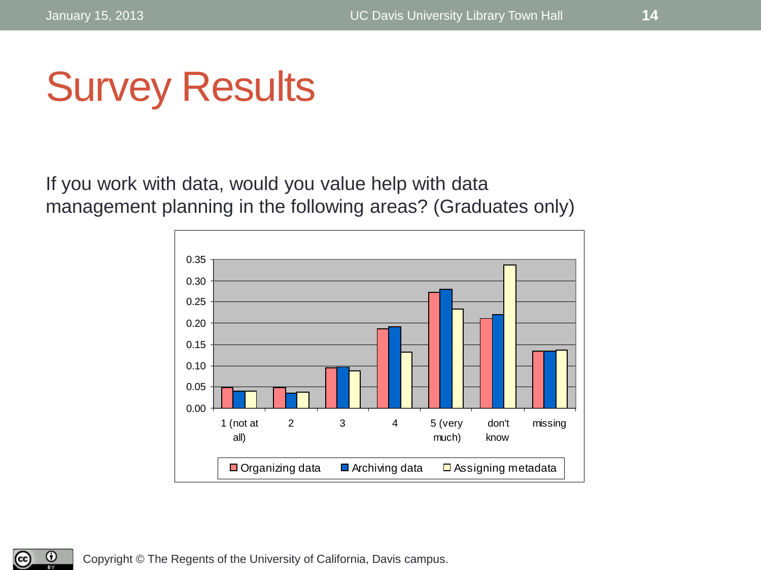# Survey Results

If you work with data, would you value help with data management planning in the following areas? (Graduates only)

Copyright © The Regents of the University of California, Davis campus.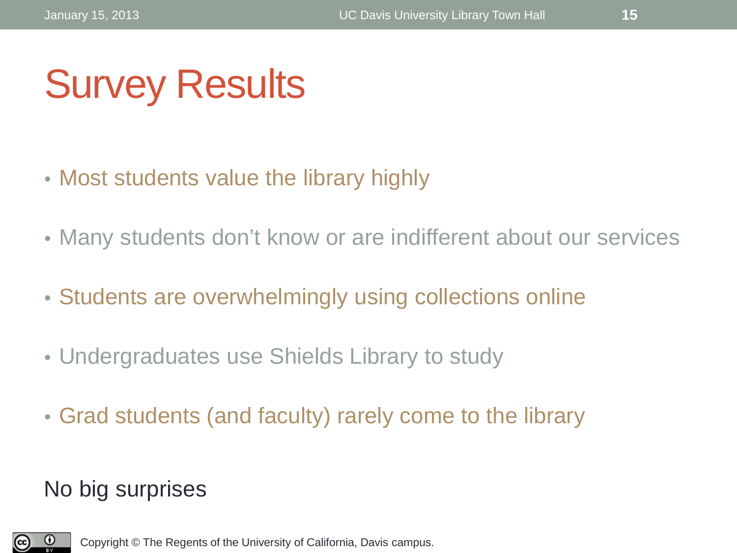# Survey Results

- Most students value the library highly
- Many students don’t know or are indifferent about our services
- Students are overwhelmingly using collections online
- Undergraduates use Shields Library to study
- Grad students (and faculty) rarely come to the library

No big surprises

Copyright © The Regents of the University of California, Davis campus.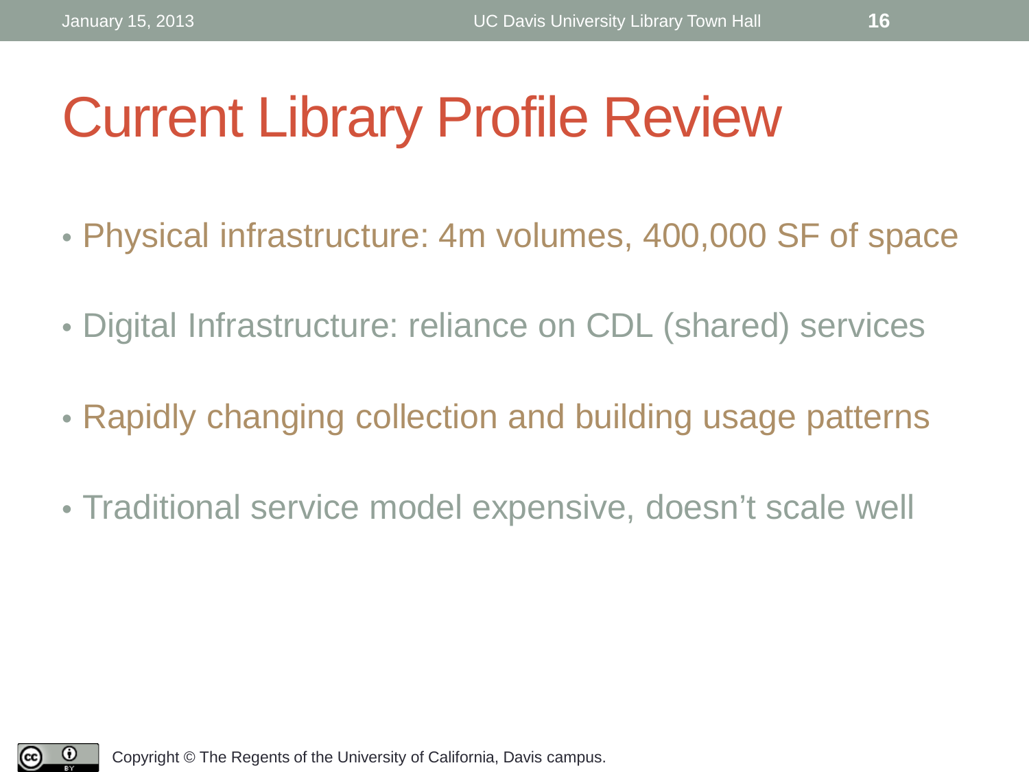# Current Library Profile Review

- Physical infrastructure: 4m volumes, 400,000 SF of space
- Digital Infrastructure: reliance on CDL (shared) services
- Rapidly changing collection and building usage patterns
- Traditional service model expensive, doesn't scale well

Copyright © The Regents of the University of California, Davis campus.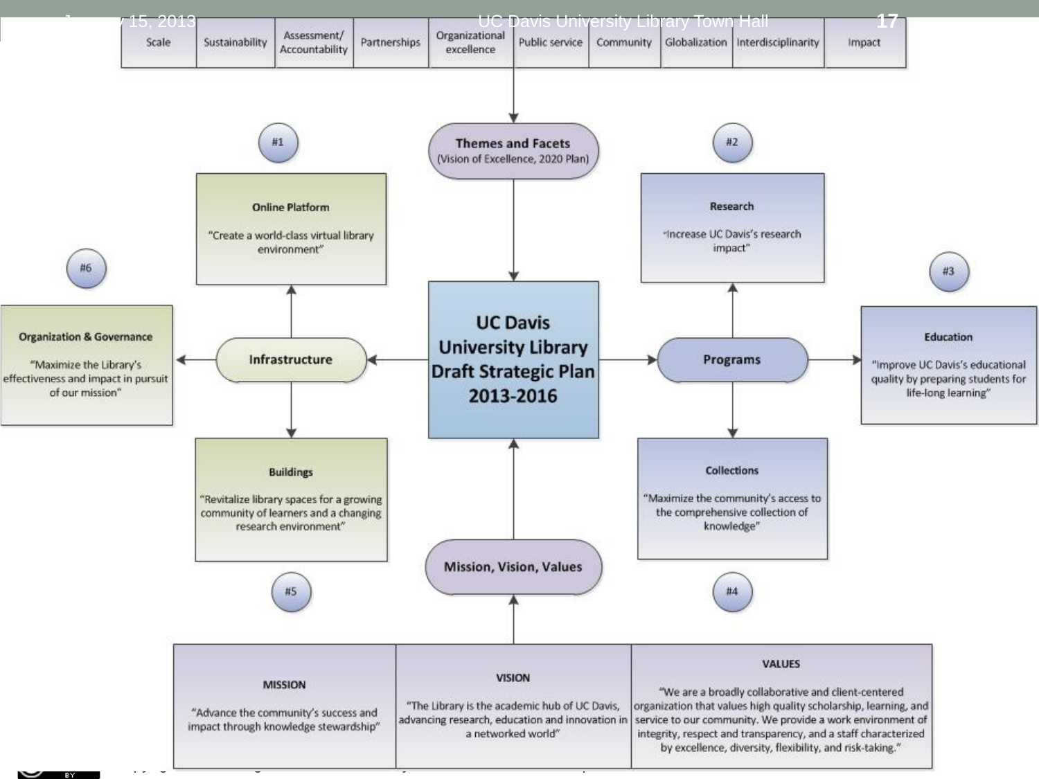| Scale | Sustainability | Assessment/ Accountability | Partnerships | Organizational excellence | Public service | Community | Globalization | Interdisciplinarity | Impact |
|---|---|---|---|---|---|---|---|---|---|

**Themes and Facets**
(Vision of Excellence, 2020 Plan)

# UC Davis University Library Draft Strategic Plan 2013-2016

**Infrastructure**

**Programs**

**#1 Online Platform**

"Create a world-class virtual library environment"

**#2 Research**

"Increase UC Davis's research impact"

**#3 Education**

"Improve UC Davis's educational quality by preparing students for life-long learning"

**#4 Collections**

"Maximize the community's access to the comprehensive collection of knowledge"

**#5 Buildings**

"Revitalize library spaces for a growing community of learners and a changing research environment"

**#6 Organization & Governance**

"Maximize the Library's effectiveness and impact in pursuit of our mission"

**Mission, Vision, Values**

| MISSION | VISION | VALUES |
|---|---|---|
| "Advance the community's success and impact through knowledge stewardship" | "The Library is the academic hub of UC Davis, advancing research, education and innovation in a networked world" | "We are a broadly collaborative and client-centered organization that values high quality scholarship, learning, and service to our community. We provide a work environment of integrity, respect and transparency, and a staff characterized by excellence, diversity, flexibility, and risk-taking." |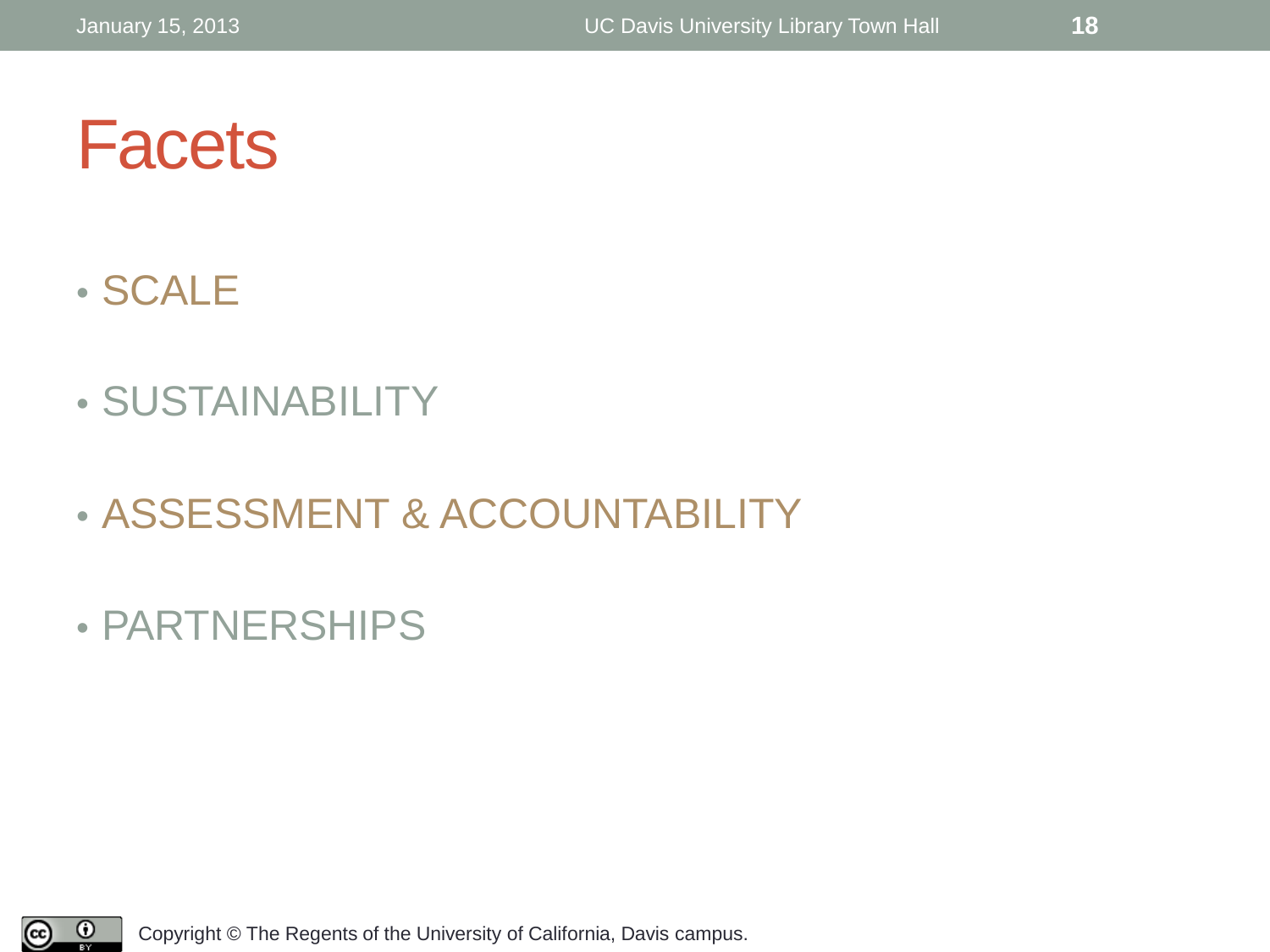# Facets

- SCALE
- SUSTAINABILITY
- ASSESSMENT & ACCOUNTABILITY
- PARTNERSHIPS

Copyright © The Regents of the University of California, Davis campus.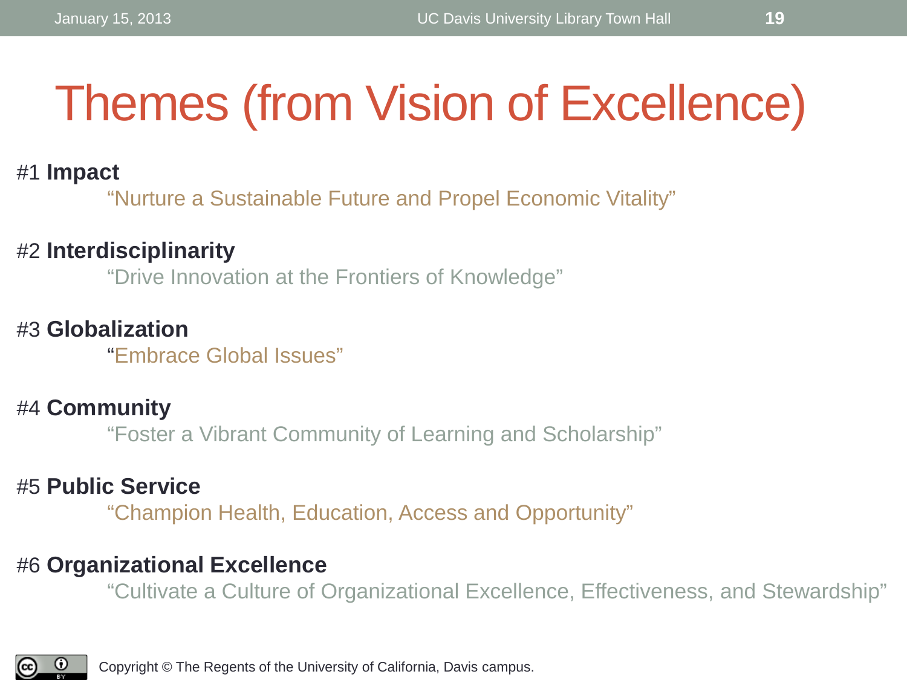# Themes (from Vision of Excellence)

#1 **Impact**

“Nurture a Sustainable Future and Propel Economic Vitality”

#2 **Interdisciplinarity**

“Drive Innovation at the Frontiers of Knowledge”

#3 **Globalization**

“Embrace Global Issues”

#4 **Community**

“Foster a Vibrant Community of Learning and Scholarship”

#5 **Public Service**

“Champion Health, Education, Access and Opportunity”

#6 **Organizational Excellence**

“Cultivate a Culture of Organizational Excellence, Effectiveness, and Stewardship”

Copyright © The Regents of the University of California, Davis campus.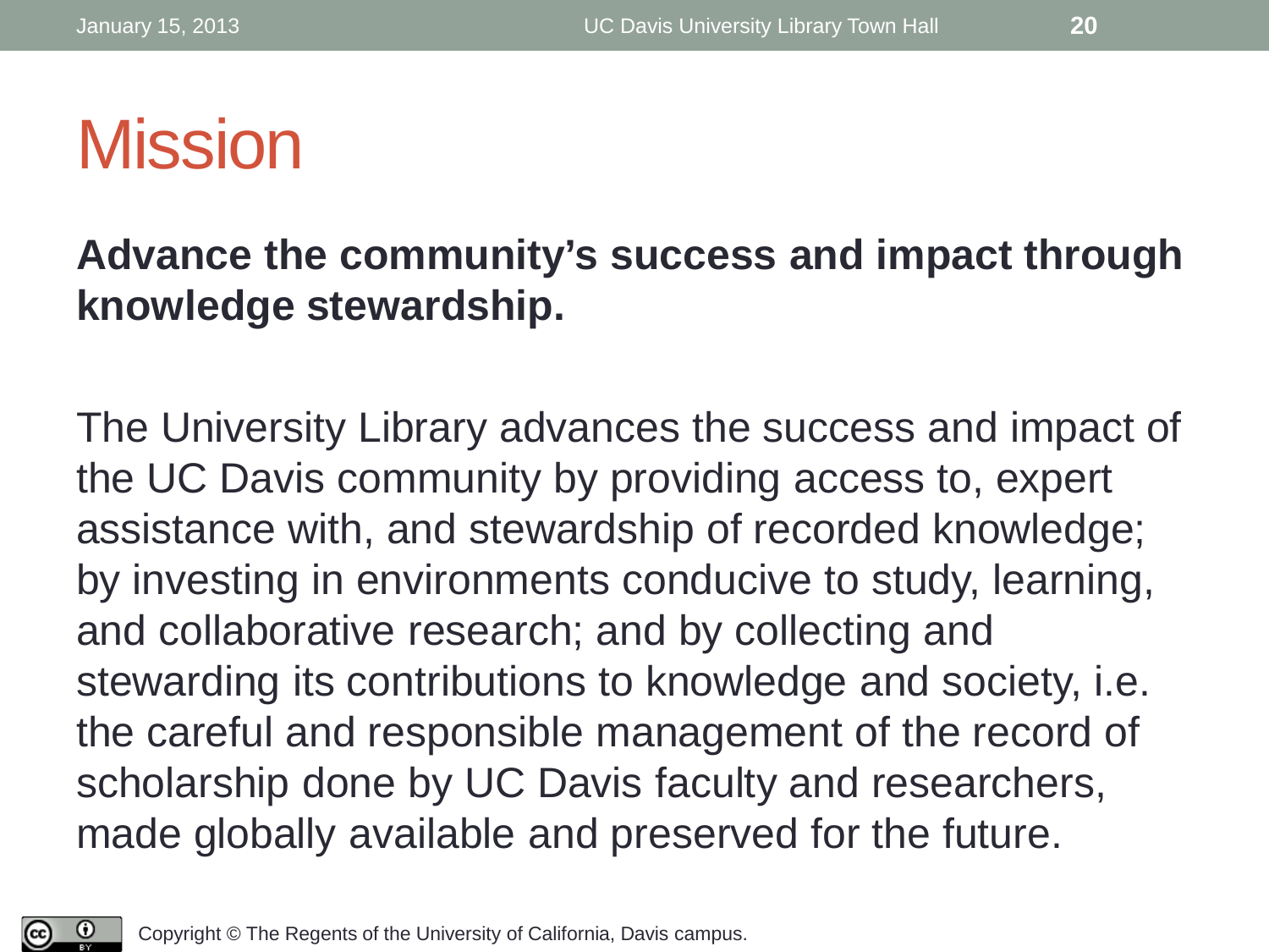# Mission

**Advance the community's success and impact through knowledge stewardship.**

The University Library advances the success and impact of the UC Davis community by providing access to, expert assistance with, and stewardship of recorded knowledge; by investing in environments conducive to study, learning, and collaborative research; and by collecting and stewarding its contributions to knowledge and society, i.e. the careful and responsible management of the record of scholarship done by UC Davis faculty and researchers, made globally available and preserved for the future.

Copyright © The Regents of the University of California, Davis campus.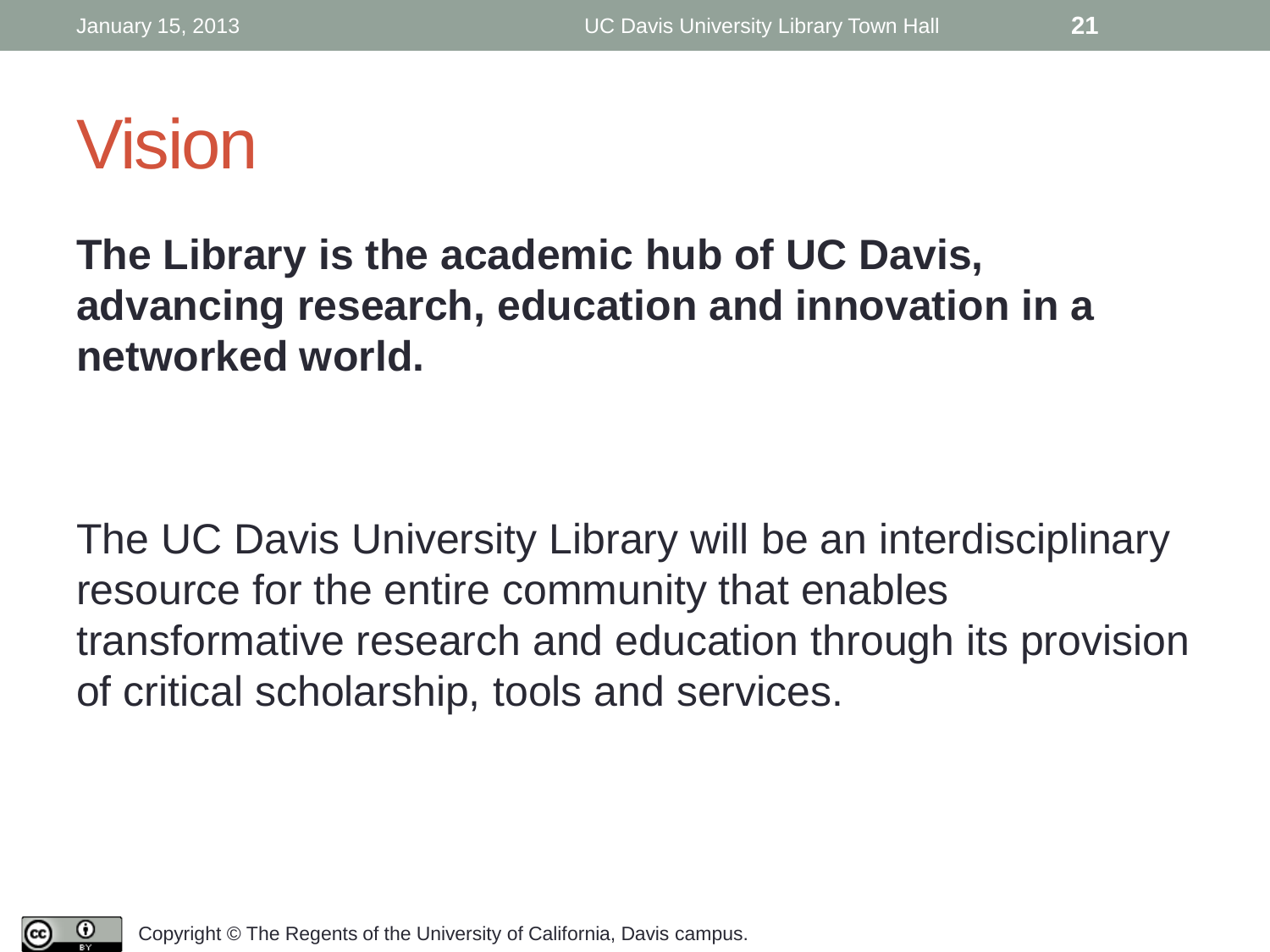# Vision

**The Library is the academic hub of UC Davis, advancing research, education and innovation in a networked world.**

The UC Davis University Library will be an interdisciplinary resource for the entire community that enables transformative research and education through its provision of critical scholarship, tools and services.

Copyright © The Regents of the University of California, Davis campus.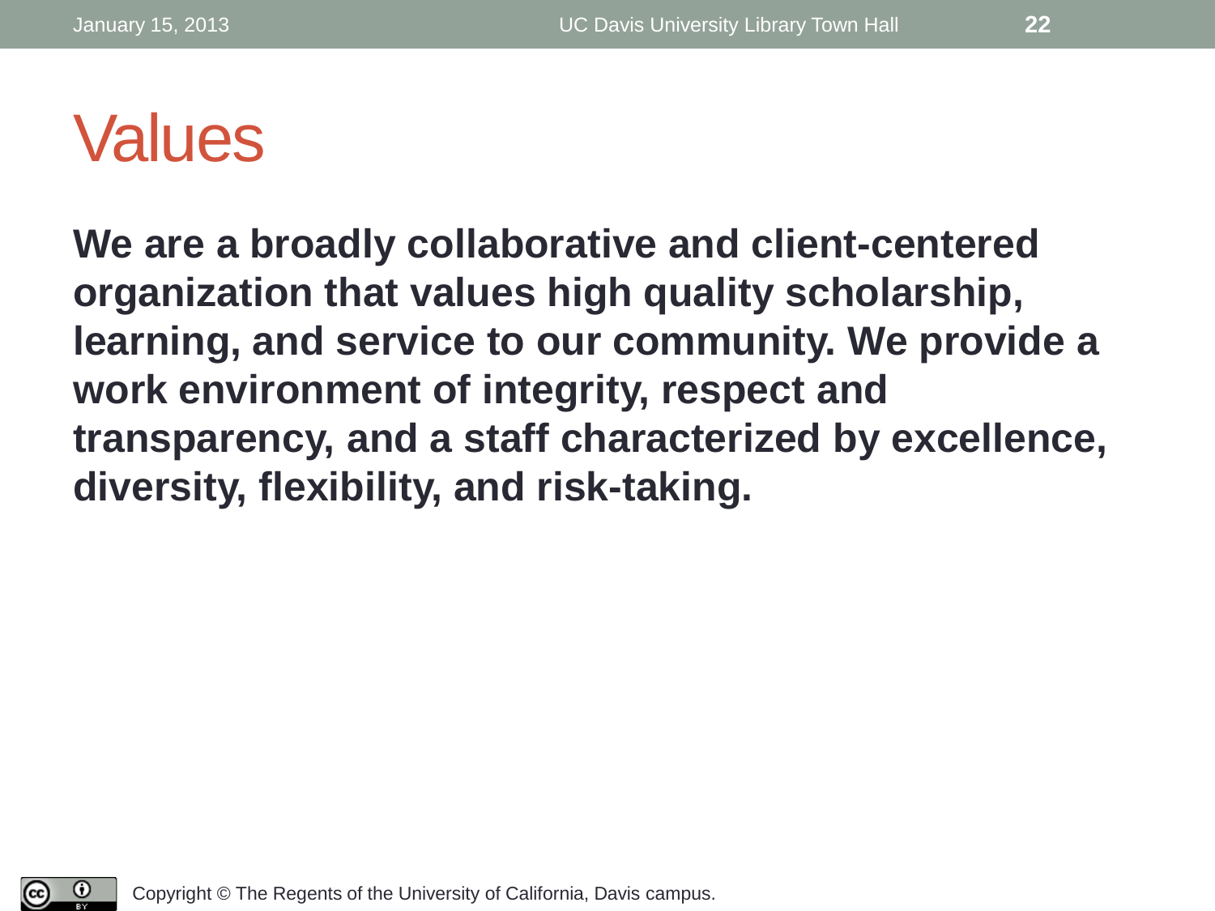# Values

**We are a broadly collaborative and client-centered organization that values high quality scholarship, learning, and service to our community. We provide a work environment of integrity, respect and transparency, and a staff characterized by excellence, diversity, flexibility, and risk-taking.**

Copyright © The Regents of the University of California, Davis campus.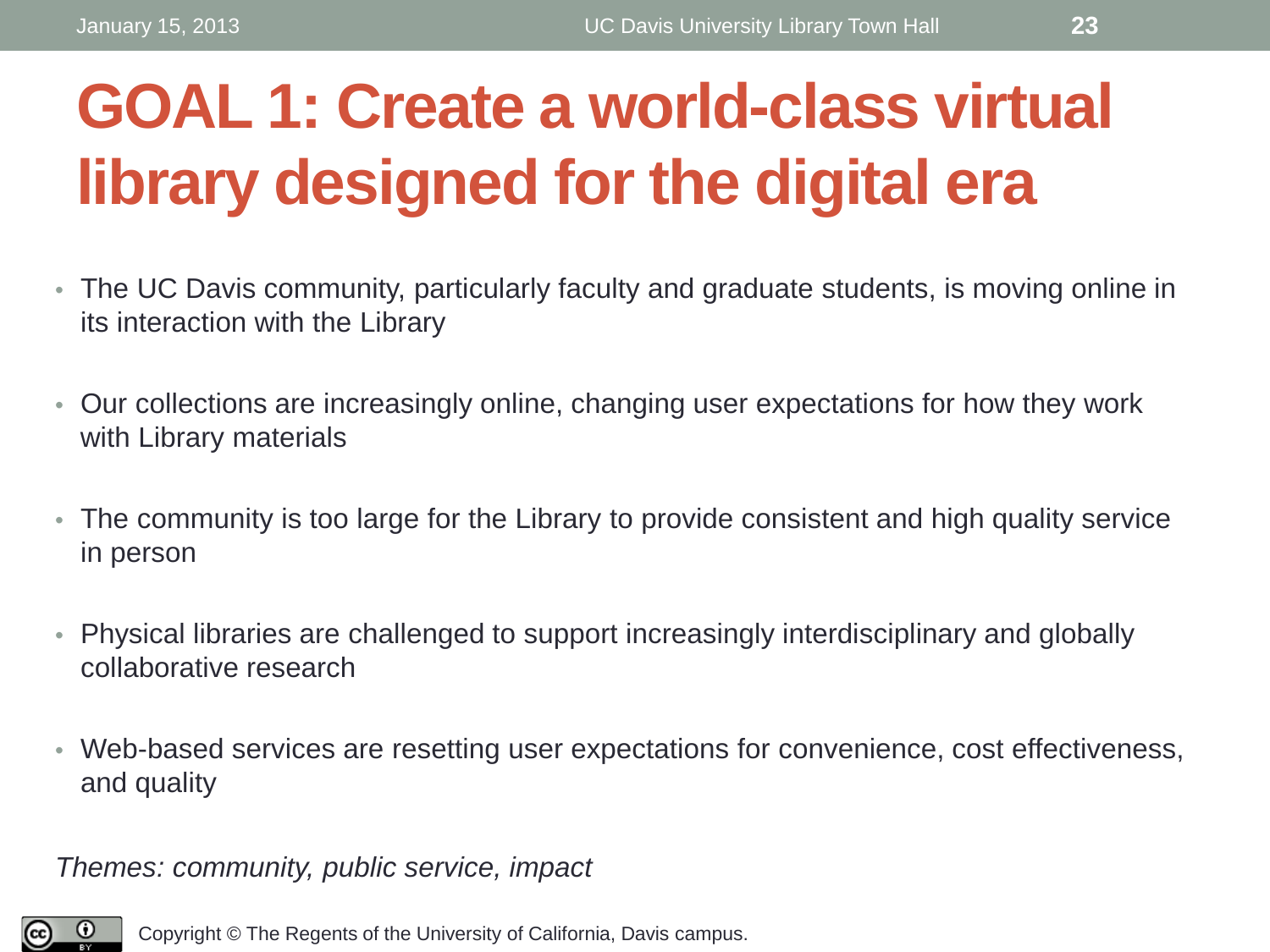# GOAL 1: Create a world-class virtual library designed for the digital era

- The UC Davis community, particularly faculty and graduate students, is moving online in its interaction with the Library
- Our collections are increasingly online, changing user expectations for how they work with Library materials
- The community is too large for the Library to provide consistent and high quality service in person
- Physical libraries are challenged to support increasingly interdisciplinary and globally collaborative research
- Web-based services are resetting user expectations for convenience, cost effectiveness, and quality

*Themes: community, public service, impact*

Copyright © The Regents of the University of California, Davis campus.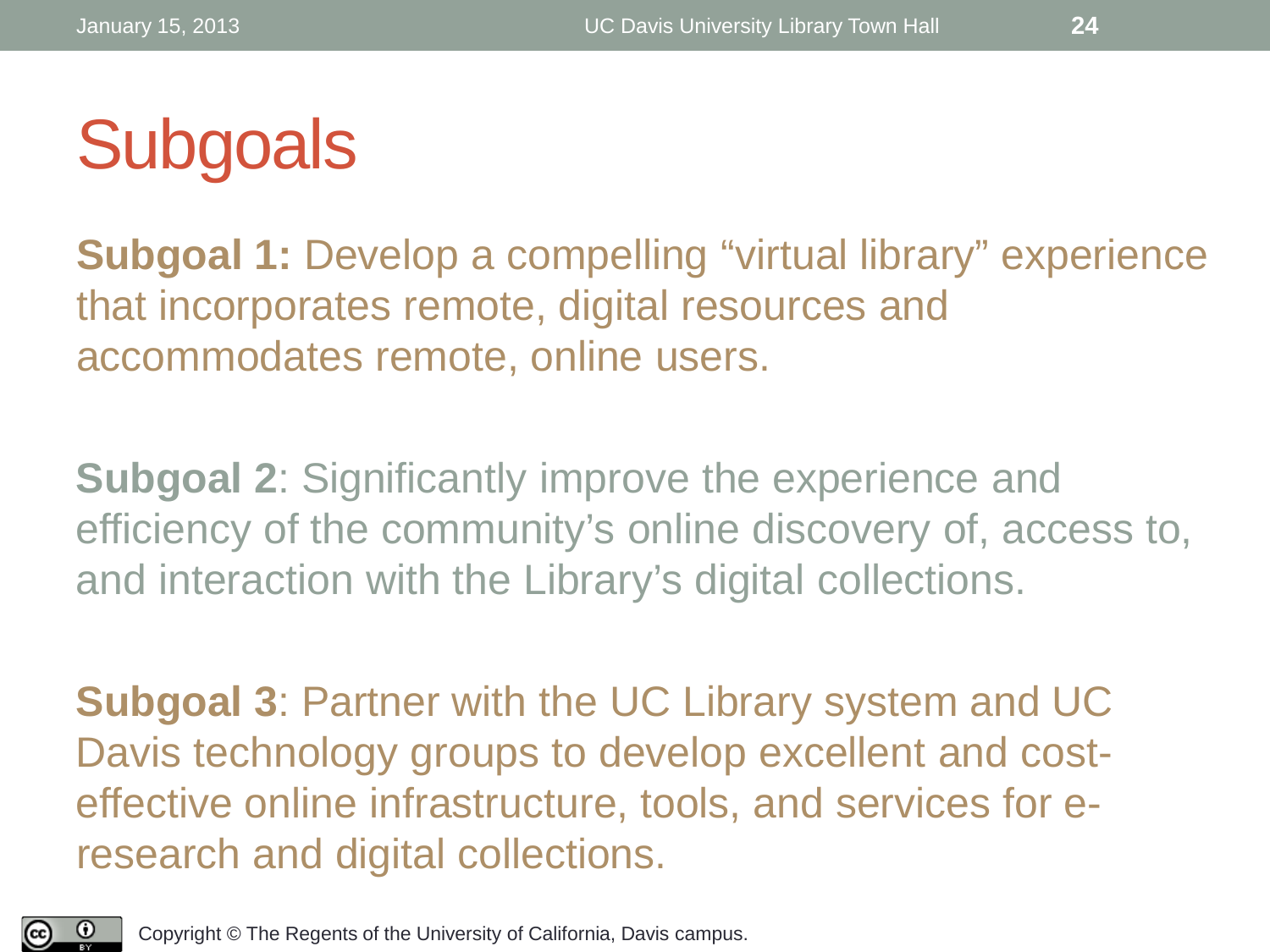# Subgoals

**Subgoal 1:** Develop a compelling “virtual library” experience that incorporates remote, digital resources and accommodates remote, online users.

**Subgoal 2**: Significantly improve the experience and efficiency of the community’s online discovery of, access to, and interaction with the Library’s digital collections.

**Subgoal 3**: Partner with the UC Library system and UC Davis technology groups to develop excellent and cost-effective online infrastructure, tools, and services for e-research and digital collections.

Copyright © The Regents of the University of California, Davis campus.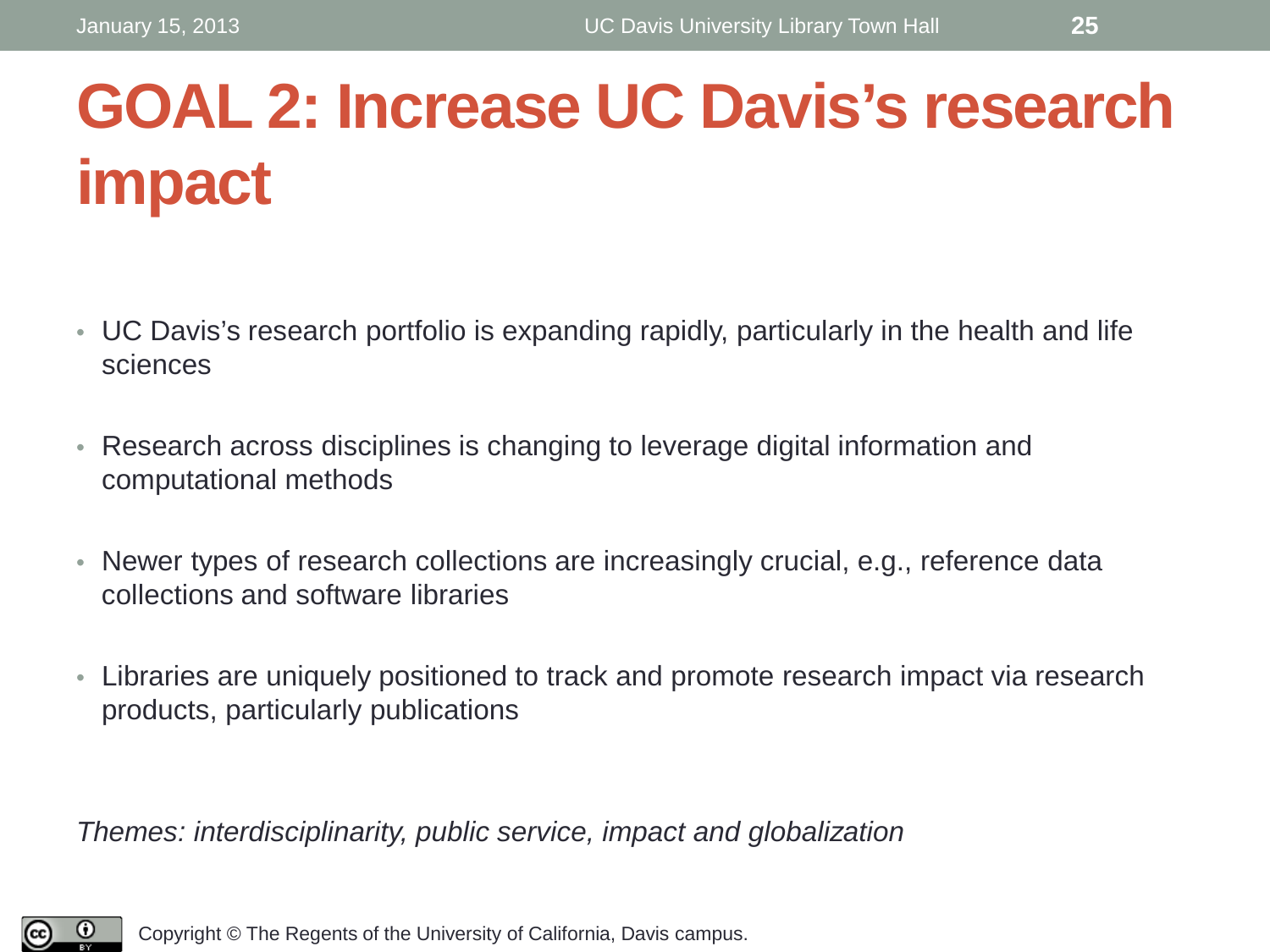# GOAL 2: Increase UC Davis's research impact

- UC Davis's research portfolio is expanding rapidly, particularly in the health and life sciences
- Research across disciplines is changing to leverage digital information and computational methods
- Newer types of research collections are increasingly crucial, e.g., reference data collections and software libraries
- Libraries are uniquely positioned to track and promote research impact via research products, particularly publications

*Themes: interdisciplinarity, public service, impact and globalization*

Copyright © The Regents of the University of California, Davis campus.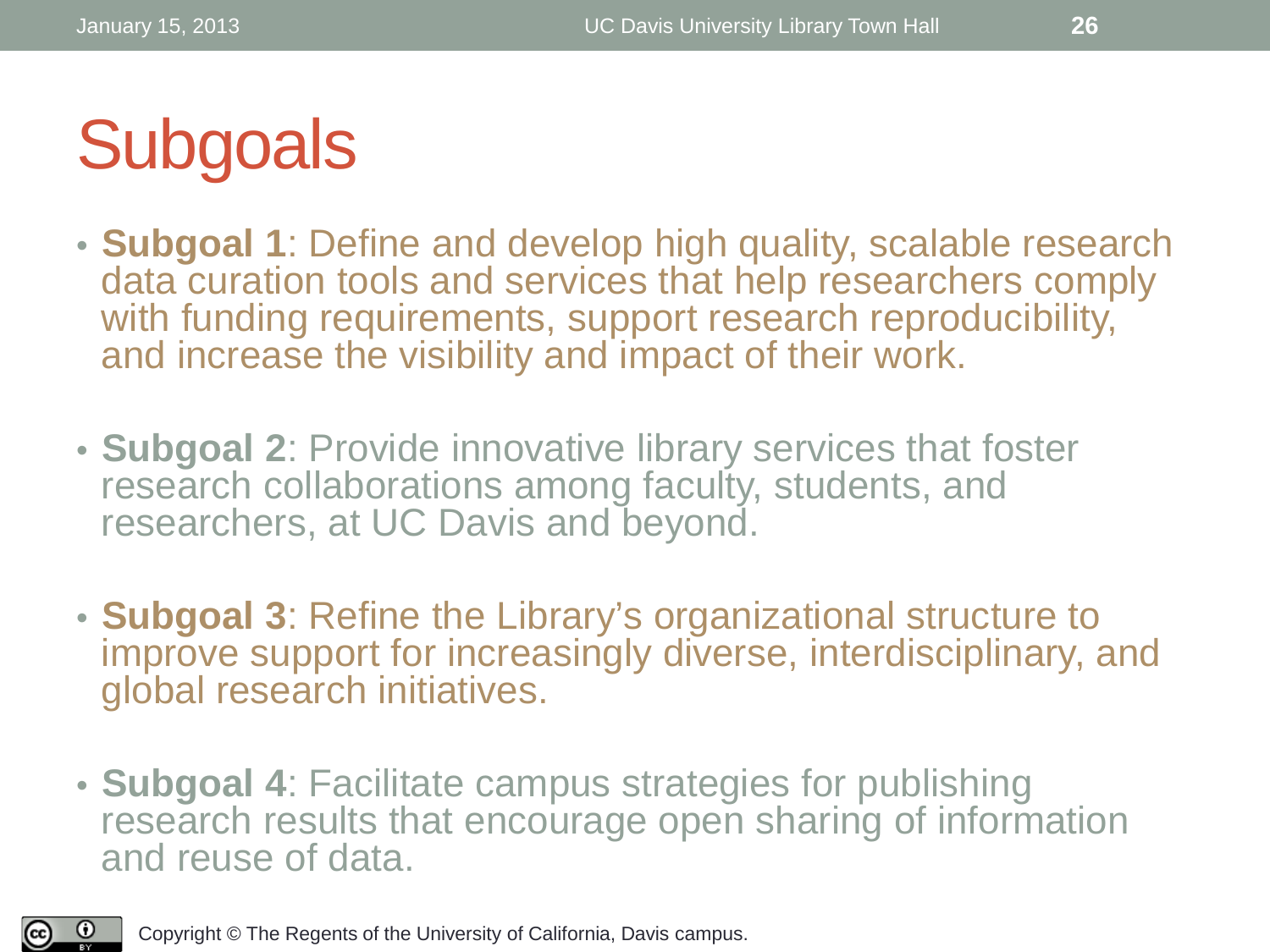# Subgoals

- **Subgoal 1**: Define and develop high quality, scalable research data curation tools and services that help researchers comply with funding requirements, support research reproducibility, and increase the visibility and impact of their work.

- **Subgoal 2**: Provide innovative library services that foster research collaborations among faculty, students, and researchers, at UC Davis and beyond.

- **Subgoal 3**: Refine the Library's organizational structure to improve support for increasingly diverse, interdisciplinary, and global research initiatives.

- **Subgoal 4**: Facilitate campus strategies for publishing research results that encourage open sharing of information and reuse of data.

Copyright © The Regents of the University of California, Davis campus.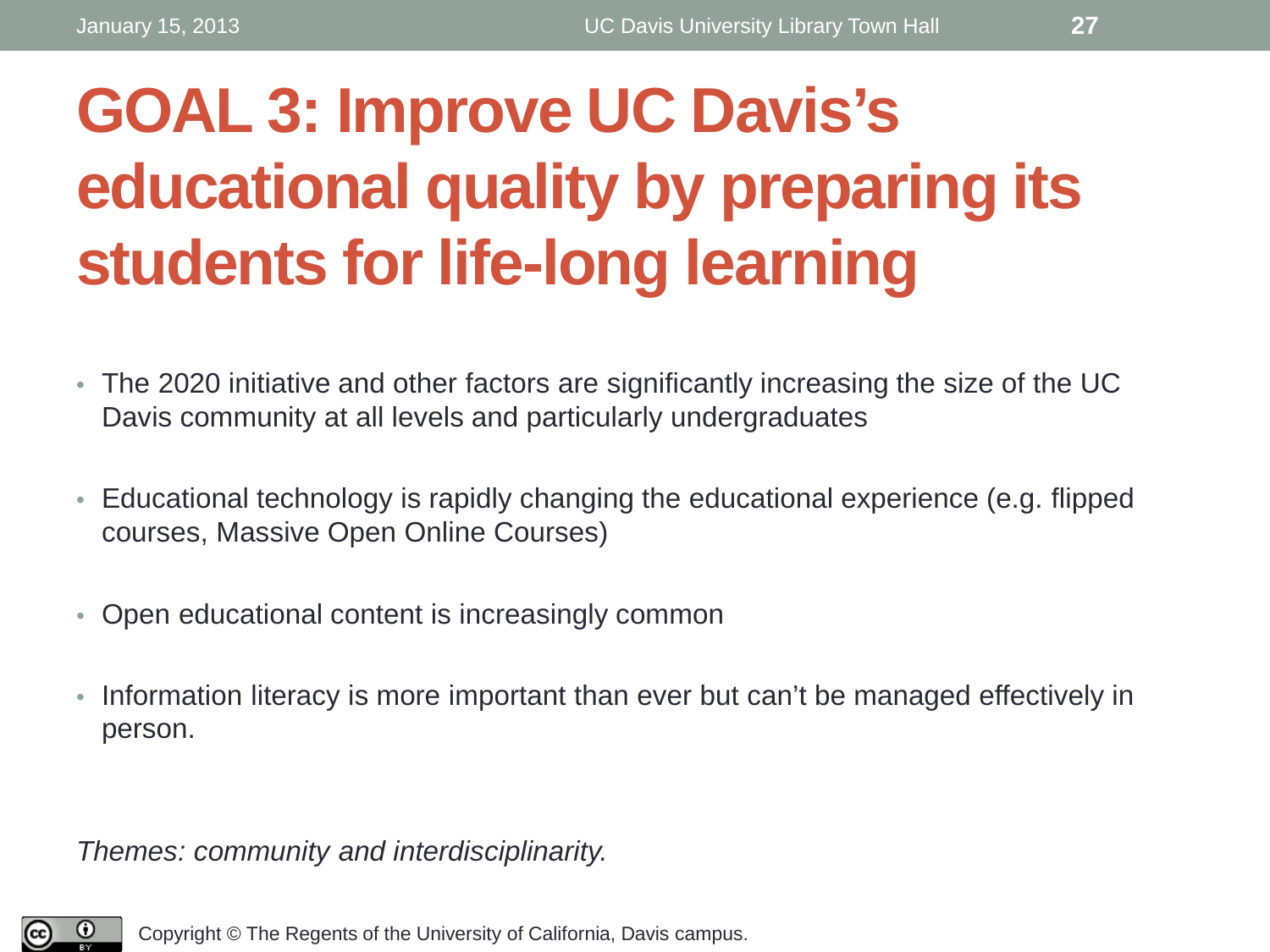# GOAL 3: Improve UC Davis's educational quality by preparing its students for life-long learning

- The 2020 initiative and other factors are significantly increasing the size of the UC Davis community at all levels and particularly undergraduates
- Educational technology is rapidly changing the educational experience (e.g. flipped courses, Massive Open Online Courses)
- Open educational content is increasingly common
- Information literacy is more important than ever but can't be managed effectively in person.

*Themes: community and interdisciplinarity.*

Copyright © The Regents of the University of California, Davis campus.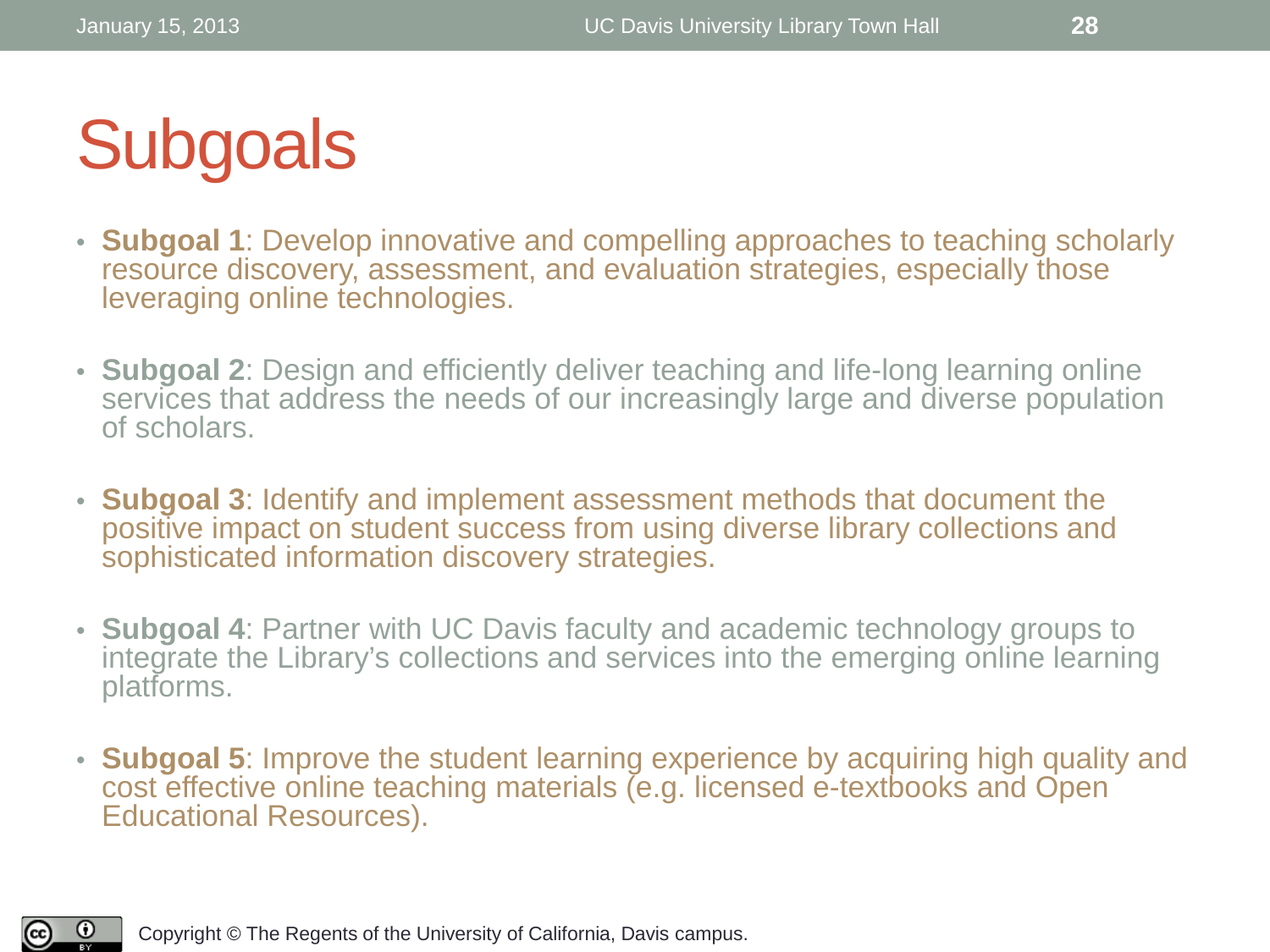# Subgoals

- **Subgoal 1**: Develop innovative and compelling approaches to teaching scholarly resource discovery, assessment, and evaluation strategies, especially those leveraging online technologies.
- **Subgoal 2**: Design and efficiently deliver teaching and life-long learning online services that address the needs of our increasingly large and diverse population of scholars.
- **Subgoal 3**: Identify and implement assessment methods that document the positive impact on student success from using diverse library collections and sophisticated information discovery strategies.
- **Subgoal 4**: Partner with UC Davis faculty and academic technology groups to integrate the Library's collections and services into the emerging online learning platforms.
- **Subgoal 5**: Improve the student learning experience by acquiring high quality and cost effective online teaching materials (e.g. licensed e-textbooks and Open Educational Resources).

Copyright © The Regents of the University of California, Davis campus.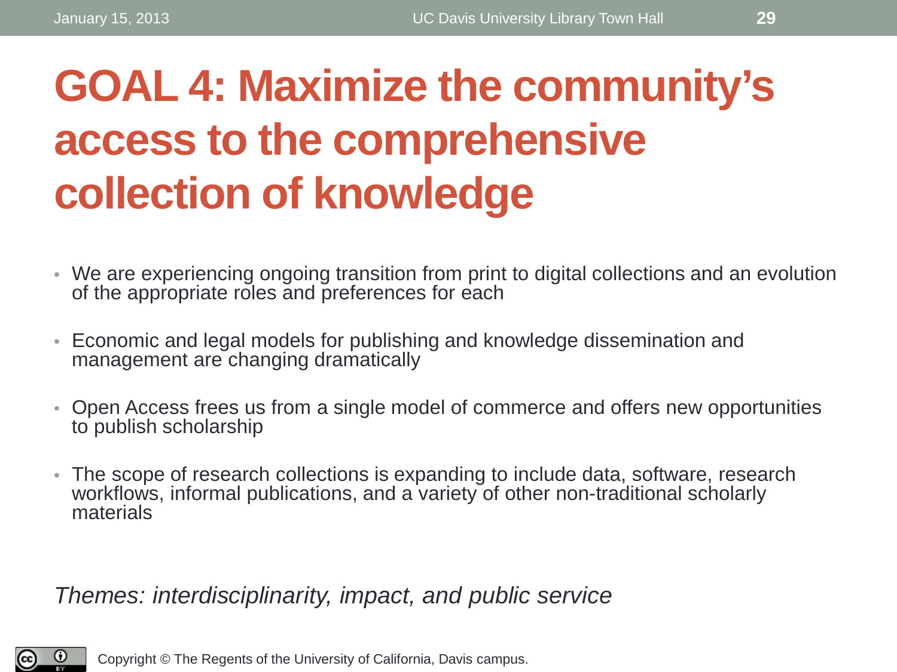# GOAL 4: Maximize the community's access to the comprehensive collection of knowledge

- We are experiencing ongoing transition from print to digital collections and an evolution of the appropriate roles and preferences for each
- Economic and legal models for publishing and knowledge dissemination and management are changing dramatically
- Open Access frees us from a single model of commerce and offers new opportunities to publish scholarship
- The scope of research collections is expanding to include data, software, research workflows, informal publications, and a variety of other non-traditional scholarly materials

*Themes: interdisciplinarity, impact, and public service*

Copyright © The Regents of the University of California, Davis campus.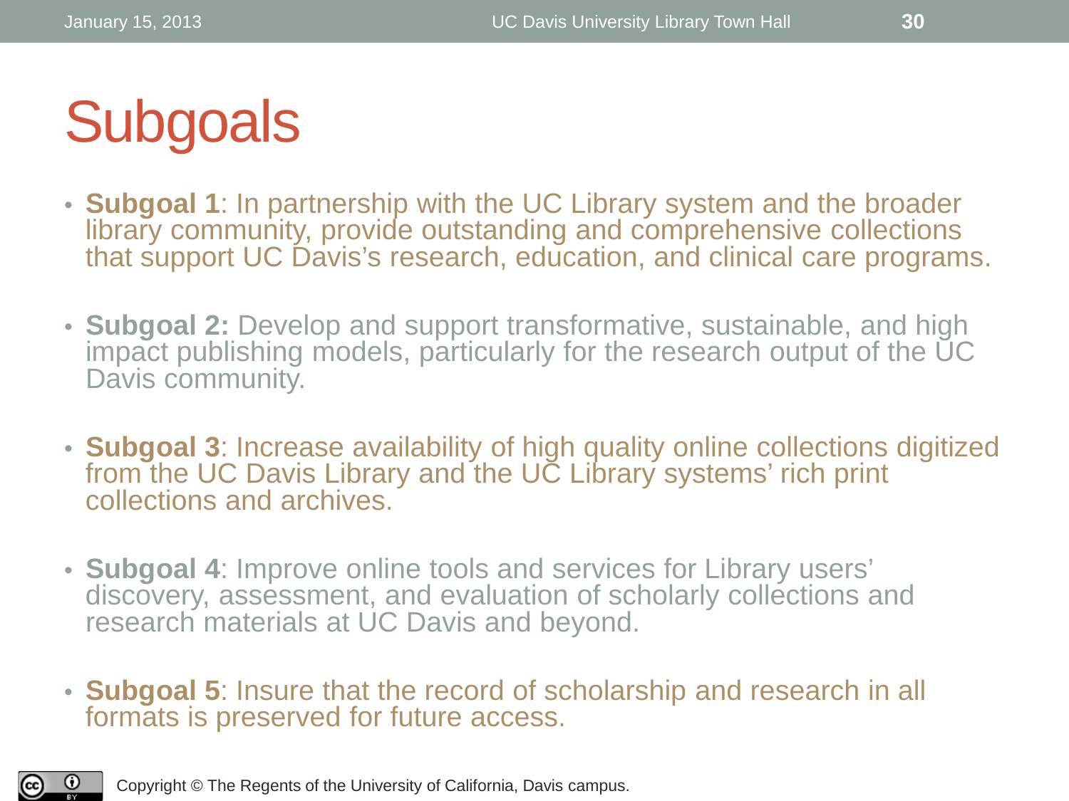# Subgoals

- **Subgoal 1**: In partnership with the UC Library system and the broader library community, provide outstanding and comprehensive collections that support UC Davis's research, education, and clinical care programs.
- **Subgoal 2:** Develop and support transformative, sustainable, and high impact publishing models, particularly for the research output of the UC Davis community.
- **Subgoal 3**: Increase availability of high quality online collections digitized from the UC Davis Library and the UC Library systems' rich print collections and archives.
- **Subgoal 4**: Improve online tools and services for Library users' discovery, assessment, and evaluation of scholarly collections and research materials at UC Davis and beyond.
- **Subgoal 5**: Insure that the record of scholarship and research in all formats is preserved for future access.

Copyright © The Regents of the University of California, Davis campus.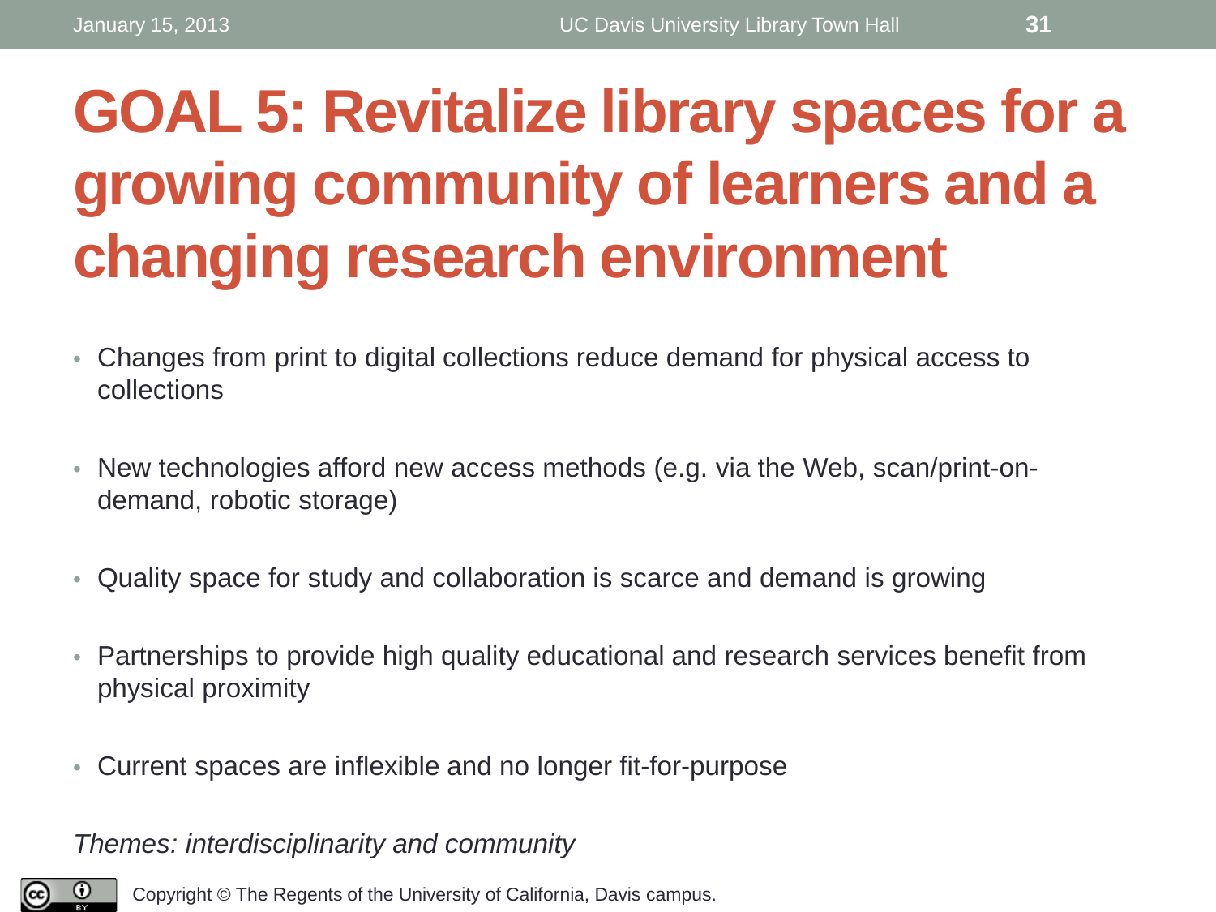# GOAL 5: Revitalize library spaces for a growing community of learners and a changing research environment

- Changes from print to digital collections reduce demand for physical access to collections
- New technologies afford new access methods (e.g. via the Web, scan/print-on-demand, robotic storage)
- Quality space for study and collaboration is scarce and demand is growing
- Partnerships to provide high quality educational and research services benefit from physical proximity
- Current spaces are inflexible and no longer fit-for-purpose

*Themes: interdisciplinarity and community*

Copyright © The Regents of the University of California, Davis campus.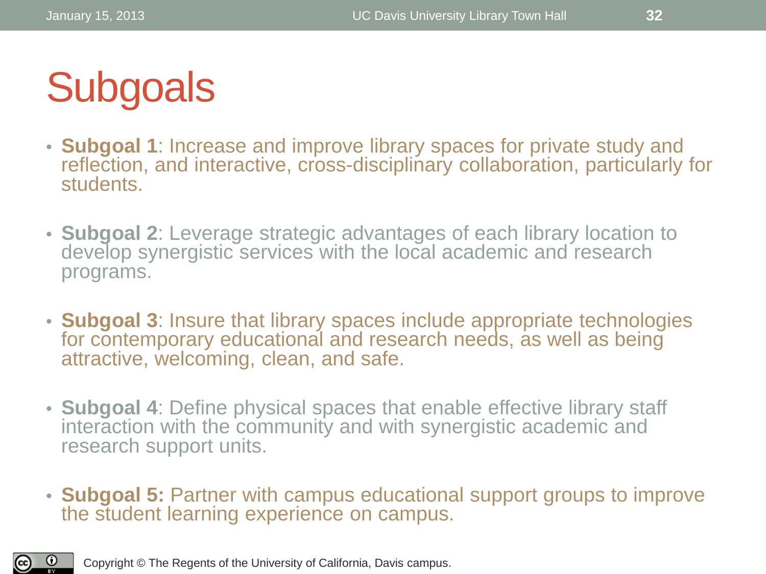# Subgoals

- **Subgoal 1**: Increase and improve library spaces for private study and reflection, and interactive, cross-disciplinary collaboration, particularly for students.
- **Subgoal 2**: Leverage strategic advantages of each library location to develop synergistic services with the local academic and research programs.
- **Subgoal 3**: Insure that library spaces include appropriate technologies for contemporary educational and research needs, as well as being attractive, welcoming, clean, and safe.
- **Subgoal 4**: Define physical spaces that enable effective library staff interaction with the community and with synergistic academic and research support units.
- **Subgoal 5:** Partner with campus educational support groups to improve the student learning experience on campus.

Copyright © The Regents of the University of California, Davis campus.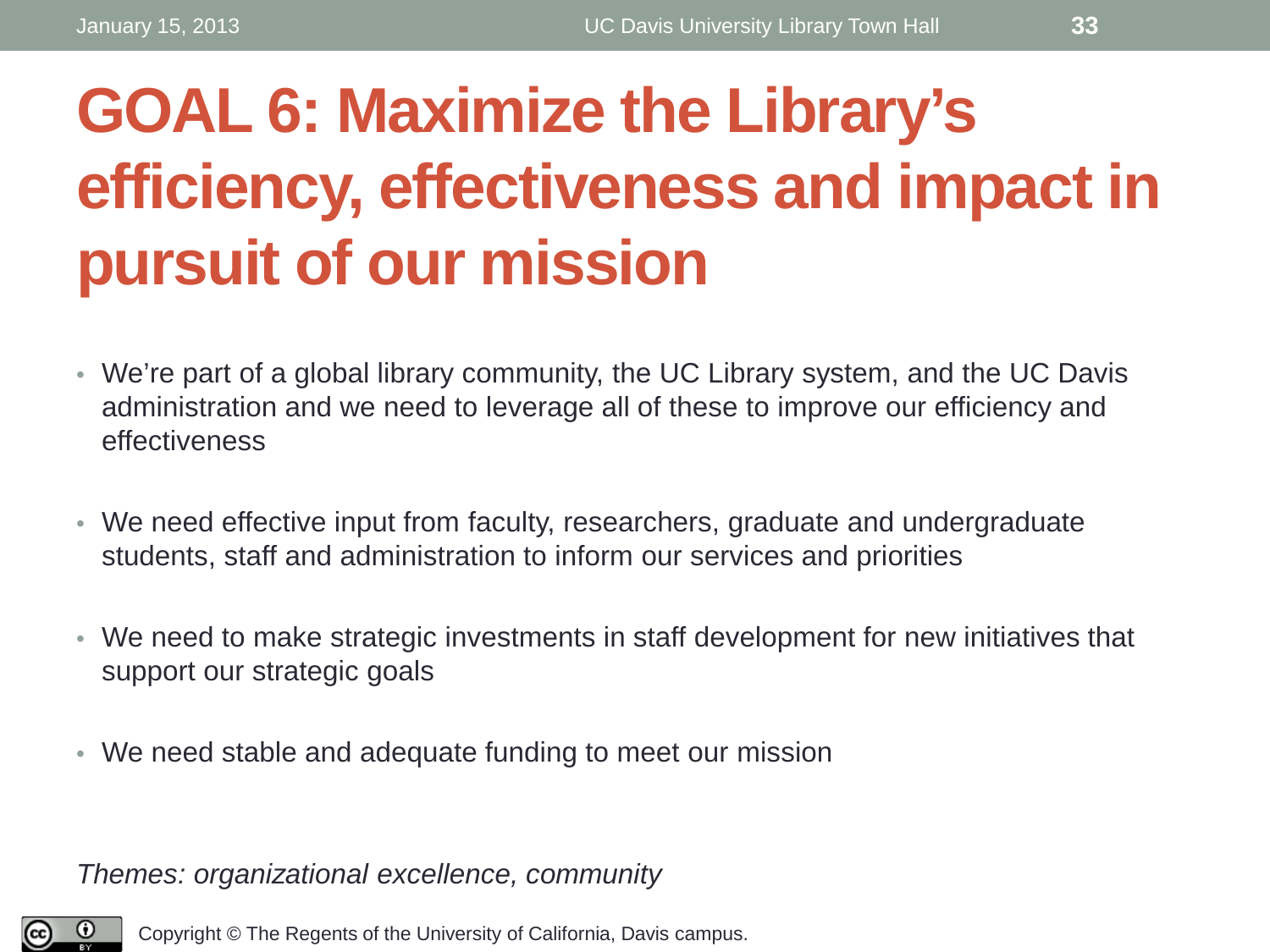# GOAL 6: Maximize the Library's efficiency, effectiveness and impact in pursuit of our mission

- We're part of a global library community, the UC Library system, and the UC Davis administration and we need to leverage all of these to improve our efficiency and effectiveness
- We need effective input from faculty, researchers, graduate and undergraduate students, staff and administration to inform our services and priorities
- We need to make strategic investments in staff development for new initiatives that support our strategic goals
- We need stable and adequate funding to meet our mission

*Themes: organizational excellence, community*

Copyright © The Regents of the University of California, Davis campus.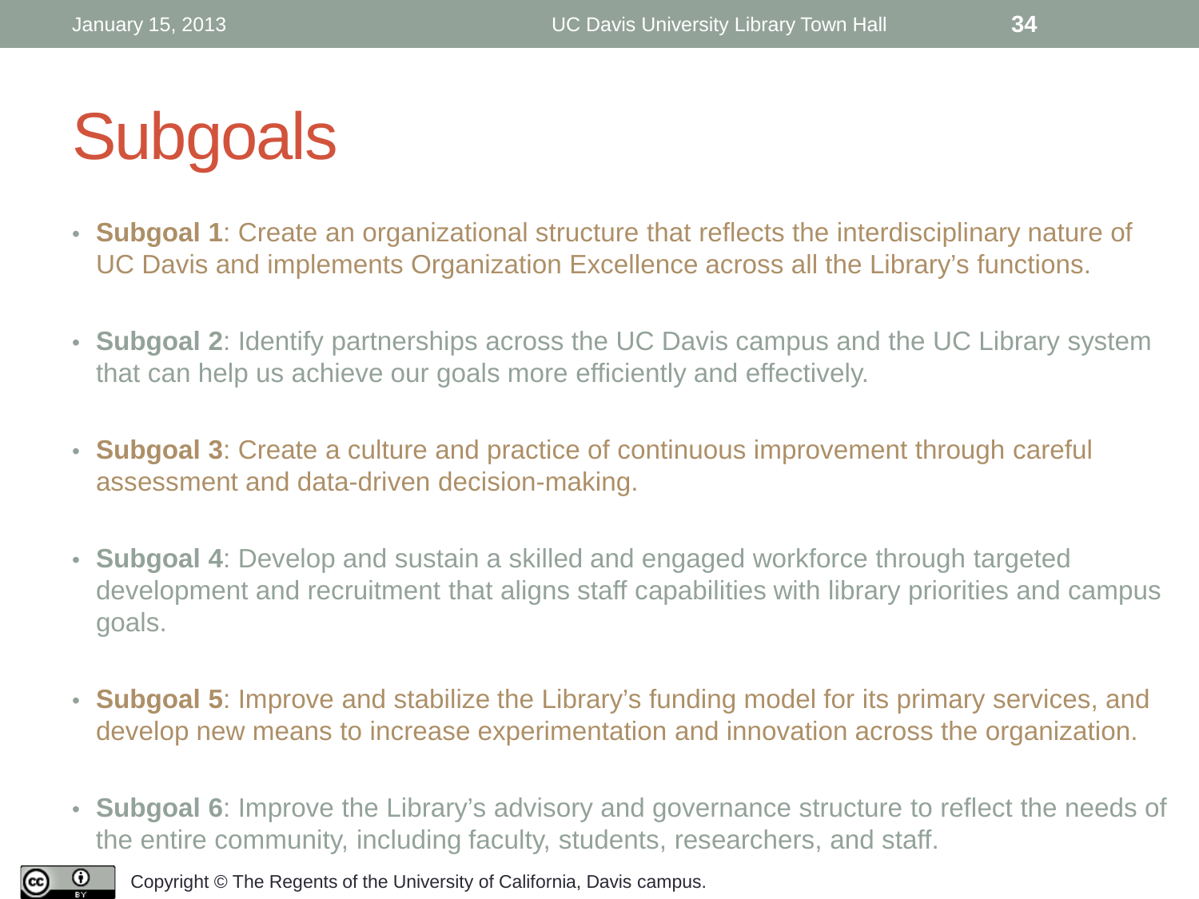# Subgoals

- **Subgoal 1**: Create an organizational structure that reflects the interdisciplinary nature of UC Davis and implements Organization Excellence across all the Library's functions.
- **Subgoal 2**: Identify partnerships across the UC Davis campus and the UC Library system that can help us achieve our goals more efficiently and effectively.
- **Subgoal 3**: Create a culture and practice of continuous improvement through careful assessment and data-driven decision-making.
- **Subgoal 4**: Develop and sustain a skilled and engaged workforce through targeted development and recruitment that aligns staff capabilities with library priorities and campus goals.
- **Subgoal 5**: Improve and stabilize the Library's funding model for its primary services, and develop new means to increase experimentation and innovation across the organization.
- **Subgoal 6**: Improve the Library's advisory and governance structure to reflect the needs of the entire community, including faculty, students, researchers, and staff.

Copyright © The Regents of the University of California, Davis campus.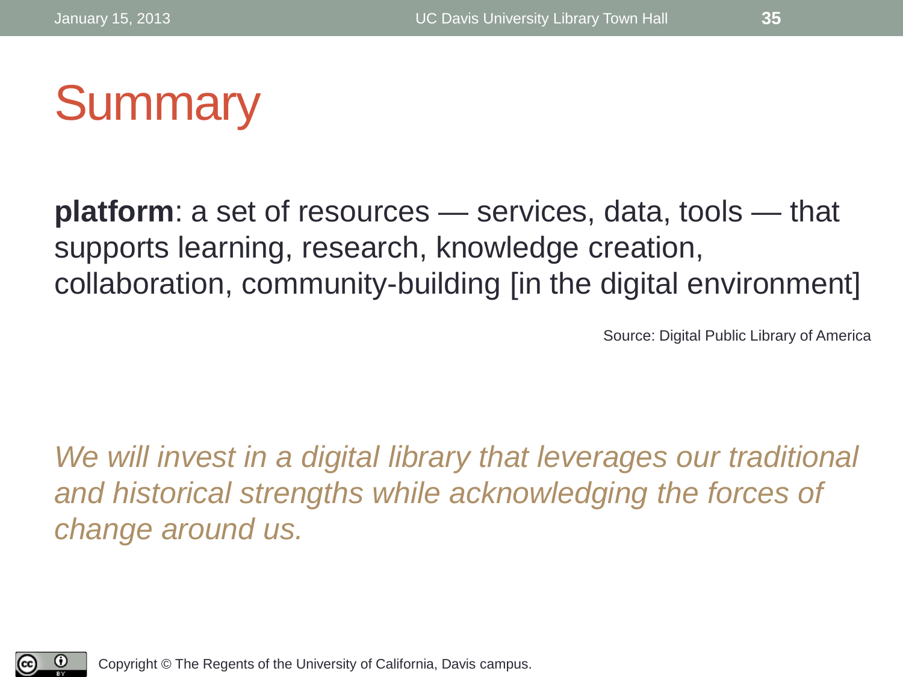# Summary

**platform**: a set of resources — services, data, tools — that supports learning, research, knowledge creation, collaboration, community-building [in the digital environment]

Source: Digital Public Library of America

*We will invest in a digital library that leverages our traditional and historical strengths while acknowledging the forces of change around us.*

Copyright © The Regents of the University of California, Davis campus.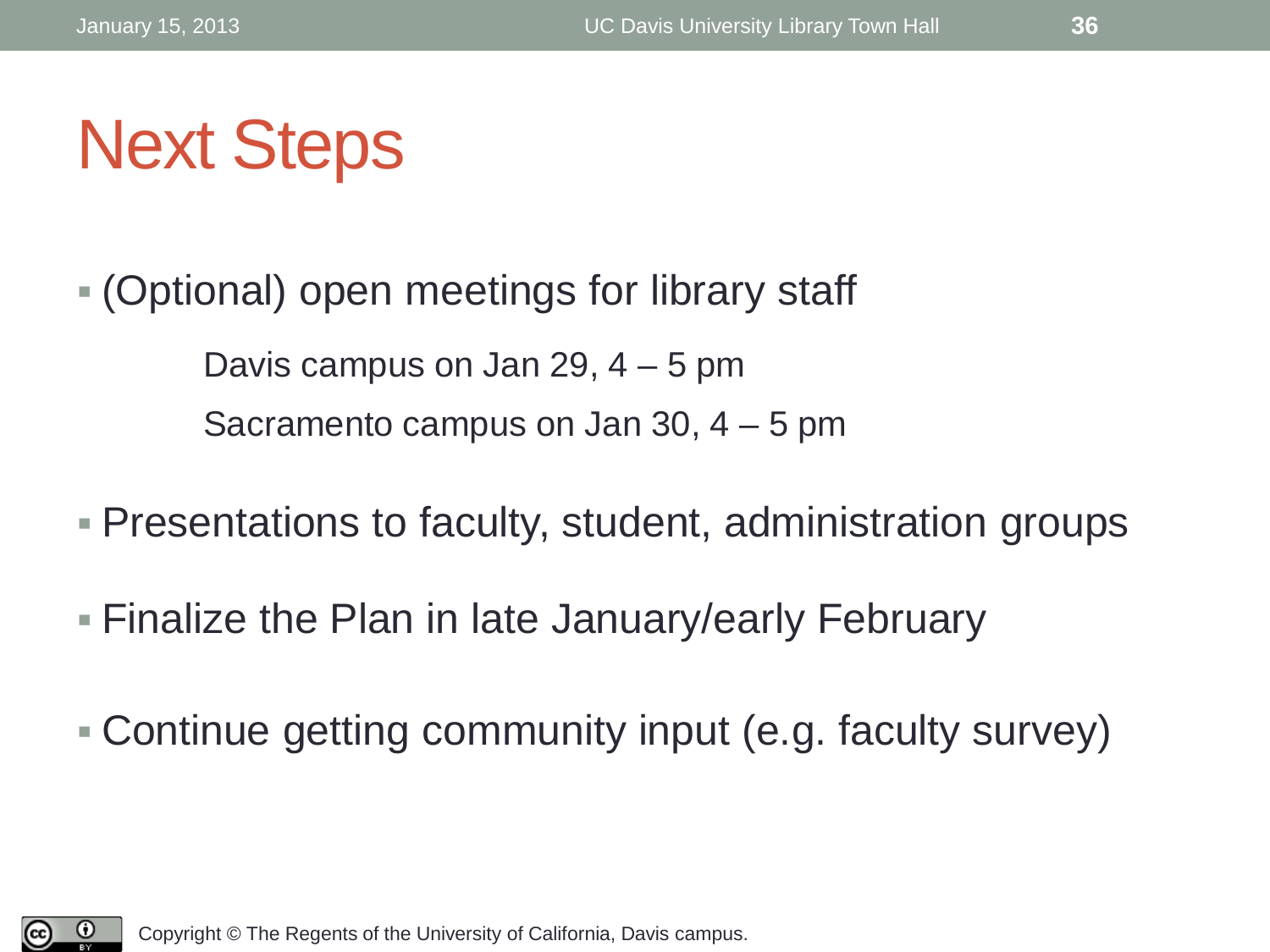# Next Steps

- (Optional) open meetings for library staff

  Davis campus on Jan 29, 4 – 5 pm

  Sacramento campus on Jan 30, 4 – 5 pm

- Presentations to faculty, student, administration groups
- Finalize the Plan in late January/early February
- Continue getting community input (e.g. faculty survey)

Copyright © The Regents of the University of California, Davis campus.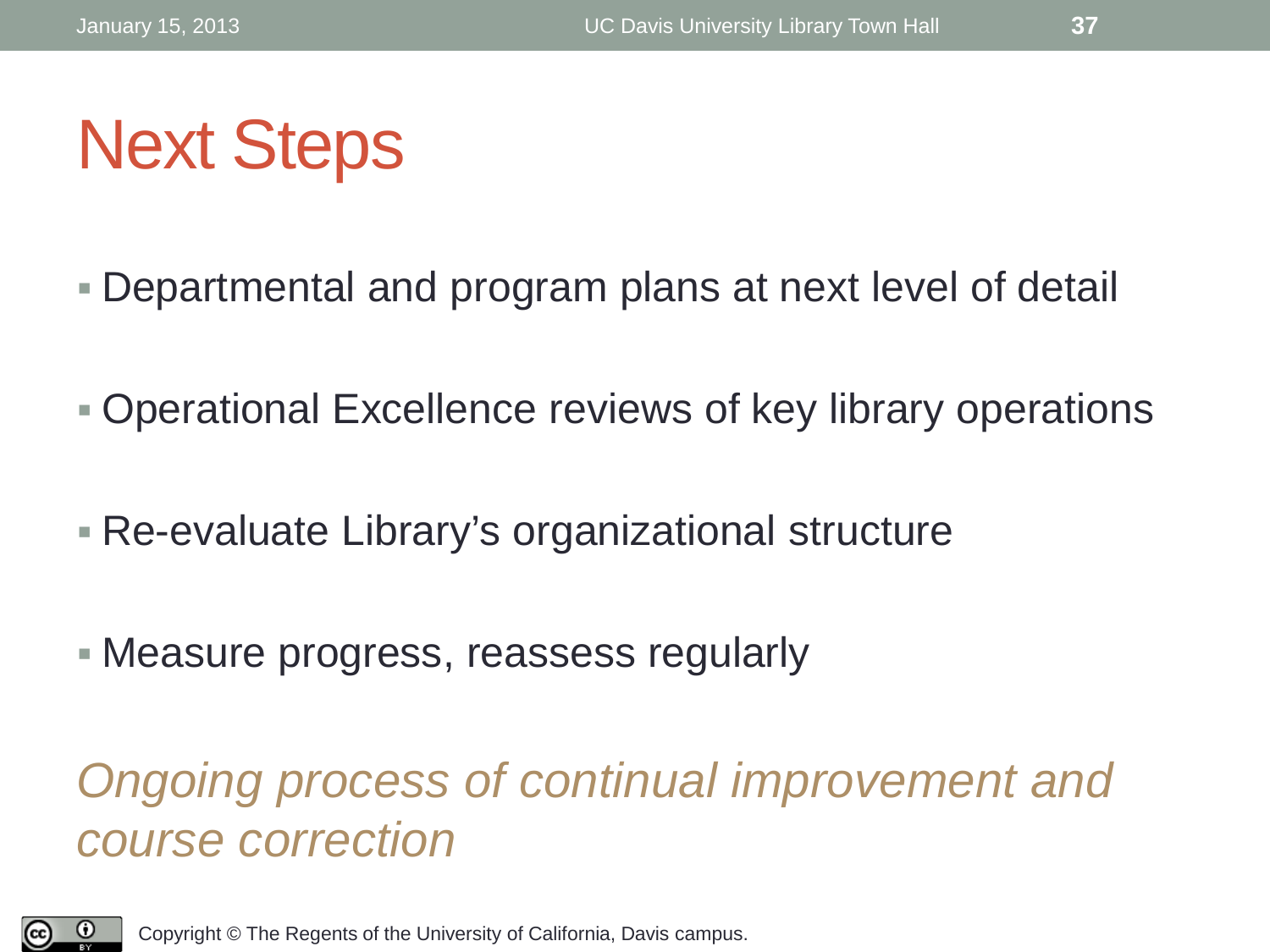# Next Steps

- Departmental and program plans at next level of detail
- Operational Excellence reviews of key library operations
- Re-evaluate Library's organizational structure
- Measure progress, reassess regularly

*Ongoing process of continual improvement and course correction*

Copyright © The Regents of the University of California, Davis campus.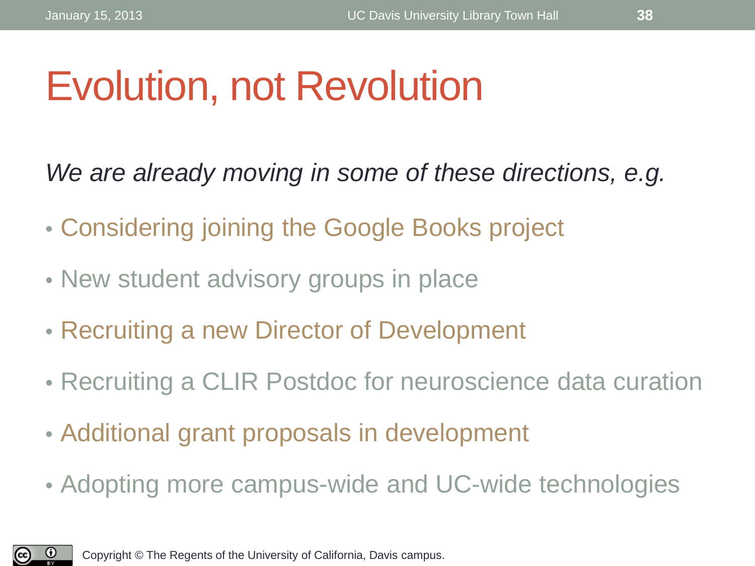# Evolution, not Revolution

*We are already moving in some of these directions, e.g.*

- Considering joining the Google Books project
- New student advisory groups in place
- Recruiting a new Director of Development
- Recruiting a CLIR Postdoc for neuroscience data curation
- Additional grant proposals in development
- Adopting more campus-wide and UC-wide technologies

Copyright © The Regents of the University of California, Davis campus.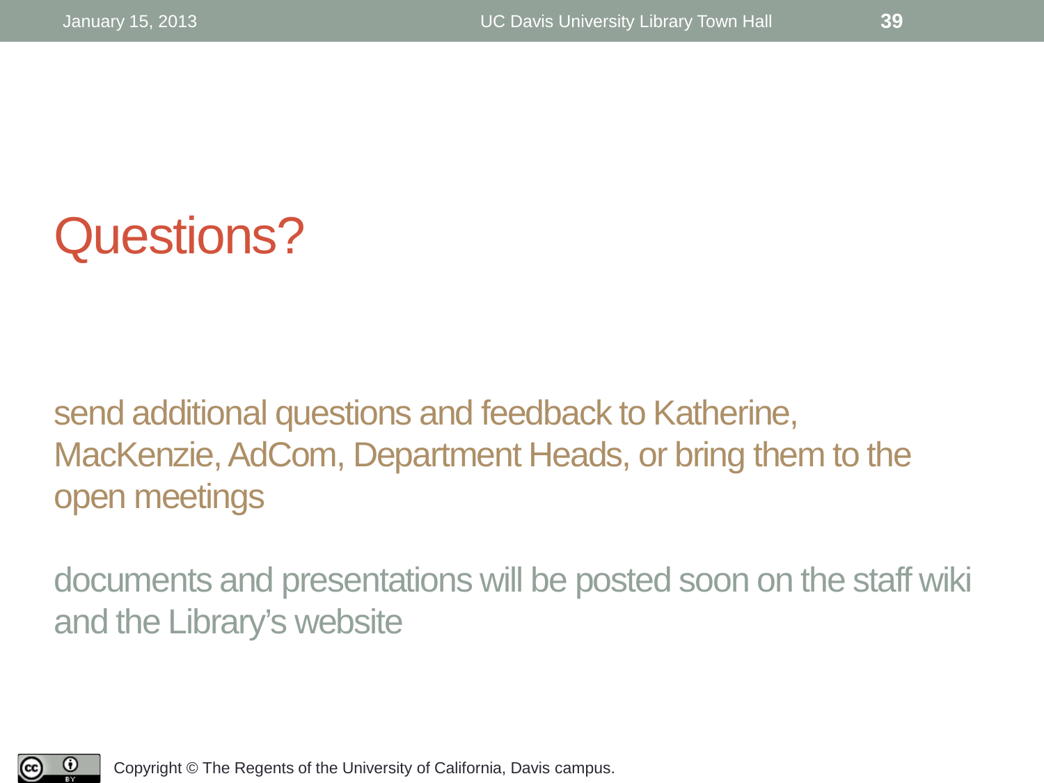# Questions?

send additional questions and feedback to Katherine, MacKenzie, AdCom, Department Heads, or bring them to the open meetings

documents and presentations will be posted soon on the staff wiki and the Library's website

Copyright © The Regents of the University of California, Davis campus.